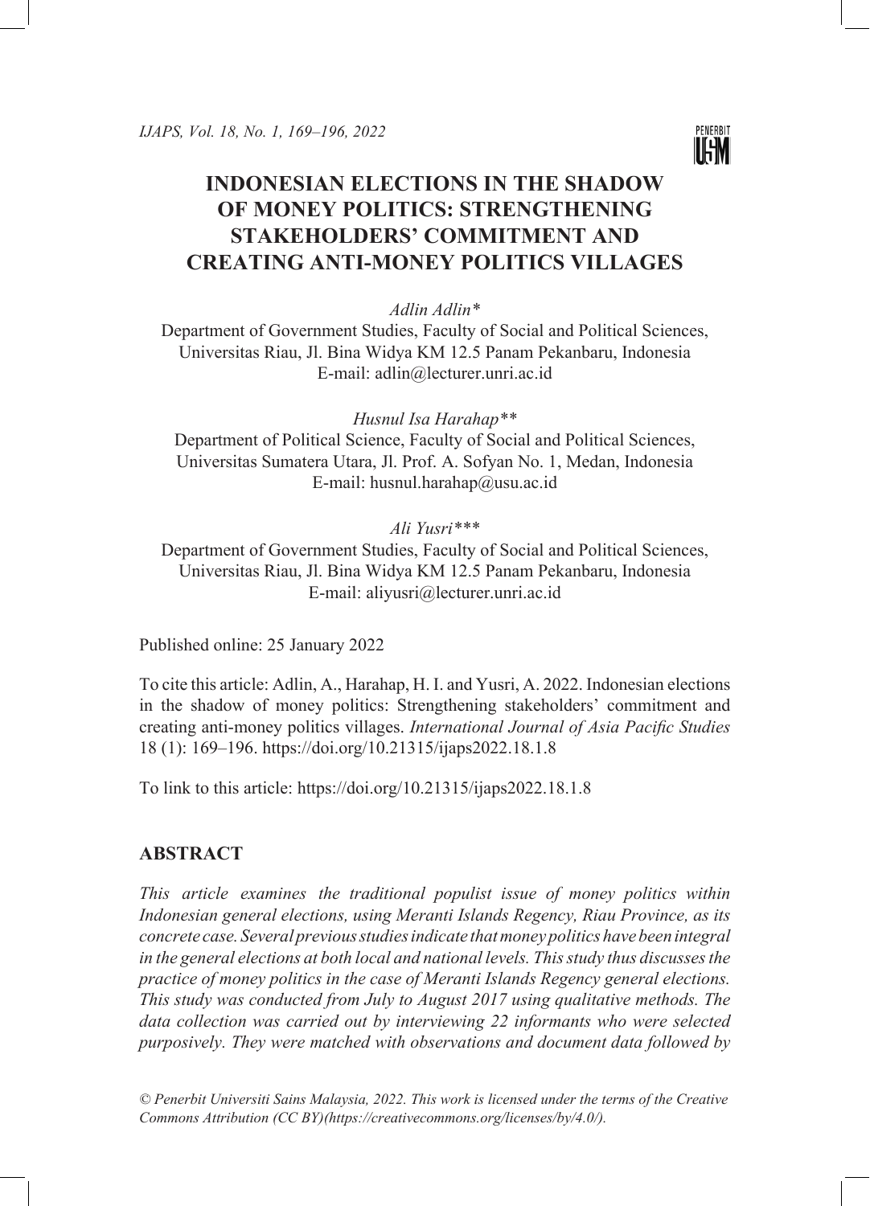# INDONESIAN ELECTIONS IN THE SHADOW OF MONEY POLITICS: STRENGTHENING STAKEHOLDERS' COMMITMENT AND CREATING ANTI-MONEY POLITICS VILLAGES

*Adlin Adlin**

Department of Government Studies, Faculty of Social and Political Sciences, Universitas Riau, Jl. Bina Widya KM 12.5 Panam Pekanbaru, Indonesia
E-mail: adlin@lecturer.unri.ac.id

*Husnul Isa Harahap***

Department of Political Science, Faculty of Social and Political Sciences, Universitas Sumatera Utara, Jl. Prof. A. Sofyan No. 1, Medan, Indonesia
E-mail: husnul.harahap@usu.ac.id

*Ali Yusri****

Department of Government Studies, Faculty of Social and Political Sciences, Universitas Riau, Jl. Bina Widya KM 12.5 Panam Pekanbaru, Indonesia
E-mail: aliyusri@lecturer.unri.ac.id

Published online: 25 January 2022

To cite this article: Adlin, A., Harahap, H. I. and Yusri, A. 2022. Indonesian elections in the shadow of money politics: Strengthening stakeholders' commitment and creating anti-money politics villages. *International Journal of Asia Pacific Studies* 18 (1): 169–196. https://doi.org/10.21315/ijaps2022.18.1.8

To link to this article: https://doi.org/10.21315/ijaps2022.18.1.8

## ABSTRACT

*This article examines the traditional populist issue of money politics within Indonesian general elections, using Meranti Islands Regency, Riau Province, as its concrete case. Several previous studies indicate that money politics have been integral in the general elections at both local and national levels. This study thus discusses the practice of money politics in the case of Meranti Islands Regency general elections. This study was conducted from July to August 2017 using qualitative methods. The data collection was carried out by interviewing 22 informants who were selected purposively. They were matched with observations and document data followed by*

*© Penerbit Universiti Sains Malaysia, 2022. This work is licensed under the terms of the Creative Commons Attribution (CC BY)(https://creativecommons.org/licenses/by/4.0/).*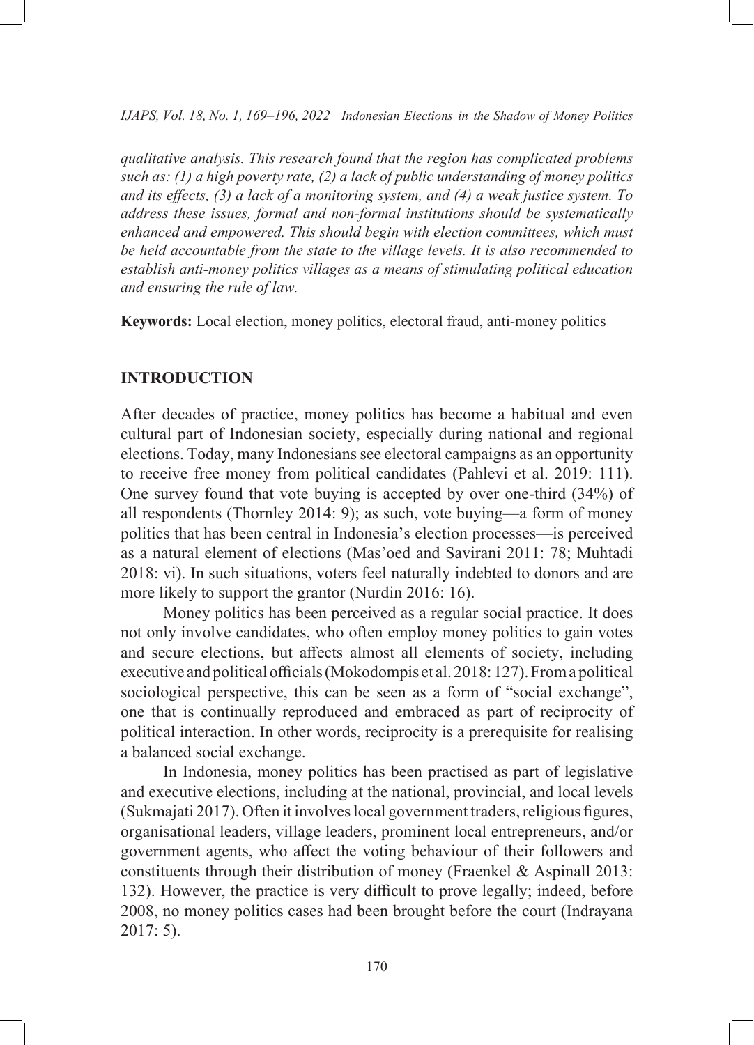*qualitative analysis. This research found that the region has complicated problems such as: (1) a high poverty rate, (2) a lack of public understanding of money politics and its effects, (3) a lack of a monitoring system, and (4) a weak justice system. To address these issues, formal and non-formal institutions should be systematically enhanced and empowered. This should begin with election committees, which must be held accountable from the state to the village levels. It is also recommended to establish anti-money politics villages as a means of stimulating political education and ensuring the rule of law.*

**Keywords:** Local election, money politics, electoral fraud, anti-money politics

## INTRODUCTION

After decades of practice, money politics has become a habitual and even cultural part of Indonesian society, especially during national and regional elections. Today, many Indonesians see electoral campaigns as an opportunity to receive free money from political candidates (Pahlevi et al. 2019: 111). One survey found that vote buying is accepted by over one-third (34%) of all respondents (Thornley 2014: 9); as such, vote buying—a form of money politics that has been central in Indonesia's election processes—is perceived as a natural element of elections (Mas'oed and Savirani 2011: 78; Muhtadi 2018: vi). In such situations, voters feel naturally indebted to donors and are more likely to support the grantor (Nurdin 2016: 16).

Money politics has been perceived as a regular social practice. It does not only involve candidates, who often employ money politics to gain votes and secure elections, but affects almost all elements of society, including executive and political officials (Mokodompis et al. 2018: 127). From a political sociological perspective, this can be seen as a form of "social exchange", one that is continually reproduced and embraced as part of reciprocity of political interaction. In other words, reciprocity is a prerequisite for realising a balanced social exchange.

In Indonesia, money politics has been practised as part of legislative and executive elections, including at the national, provincial, and local levels (Sukmajati 2017). Often it involves local government traders, religious figures, organisational leaders, village leaders, prominent local entrepreneurs, and/or government agents, who affect the voting behaviour of their followers and constituents through their distribution of money (Fraenkel & Aspinall 2013: 132). However, the practice is very difficult to prove legally; indeed, before 2008, no money politics cases had been brought before the court (Indrayana 2017: 5).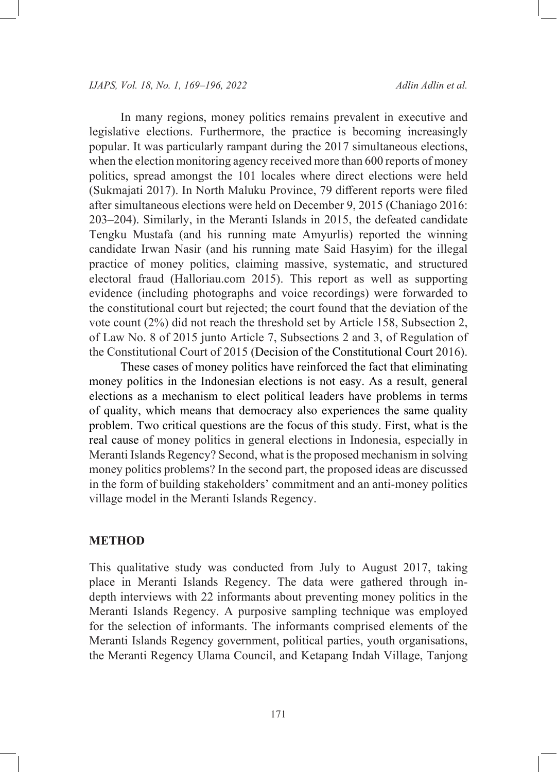In many regions, money politics remains prevalent in executive and legislative elections. Furthermore, the practice is becoming increasingly popular. It was particularly rampant during the 2017 simultaneous elections, when the election monitoring agency received more than 600 reports of money politics, spread amongst the 101 locales where direct elections were held (Sukmajati 2017). In North Maluku Province, 79 different reports were filed after simultaneous elections were held on December 9, 2015 (Chaniago 2016: 203–204). Similarly, in the Meranti Islands in 2015, the defeated candidate Tengku Mustafa (and his running mate Amyurlis) reported the winning candidate Irwan Nasir (and his running mate Said Hasyim) for the illegal practice of money politics, claiming massive, systematic, and structured electoral fraud (Halloriau.com 2015). This report as well as supporting evidence (including photographs and voice recordings) were forwarded to the constitutional court but rejected; the court found that the deviation of the vote count (2%) did not reach the threshold set by Article 158, Subsection 2, of Law No. 8 of 2015 junto Article 7, Subsections 2 and 3, of Regulation of the Constitutional Court of 2015 (Decision of the Constitutional Court 2016).

These cases of money politics have reinforced the fact that eliminating money politics in the Indonesian elections is not easy. As a result, general elections as a mechanism to elect political leaders have problems in terms of quality, which means that democracy also experiences the same quality problem. Two critical questions are the focus of this study. First, what is the real cause of money politics in general elections in Indonesia, especially in Meranti Islands Regency? Second, what is the proposed mechanism in solving money politics problems? In the second part, the proposed ideas are discussed in the form of building stakeholders' commitment and an anti-money politics village model in the Meranti Islands Regency.

## METHOD

This qualitative study was conducted from July to August 2017, taking place in Meranti Islands Regency. The data were gathered through in-depth interviews with 22 informants about preventing money politics in the Meranti Islands Regency. A purposive sampling technique was employed for the selection of informants. The informants comprised elements of the Meranti Islands Regency government, political parties, youth organisations, the Meranti Regency Ulama Council, and Ketapang Indah Village, Tanjong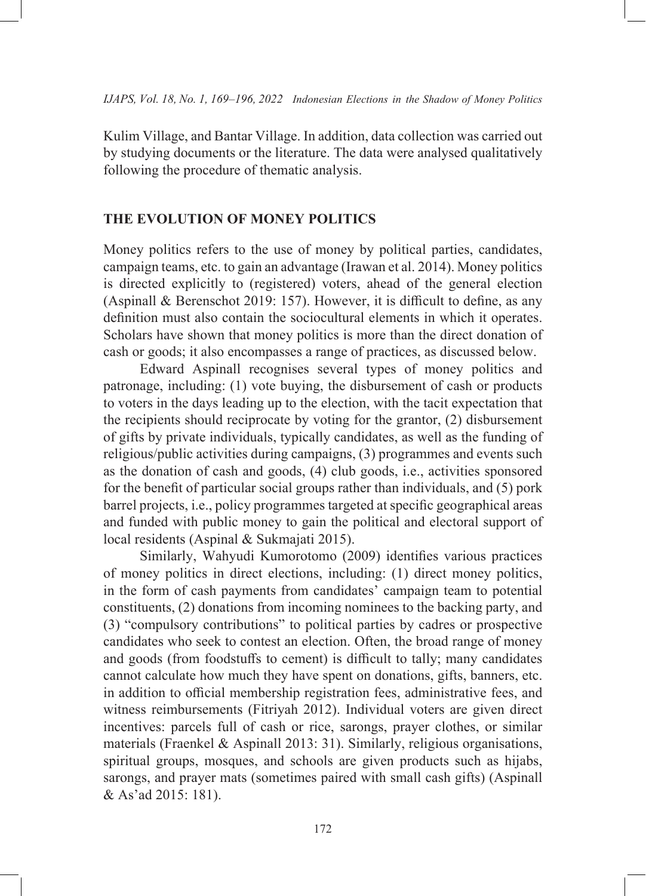Kulim Village, and Bantar Village. In addition, data collection was carried out by studying documents or the literature. The data were analysed qualitatively following the procedure of thematic analysis.

## THE EVOLUTION OF MONEY POLITICS

Money politics refers to the use of money by political parties, candidates, campaign teams, etc. to gain an advantage (Irawan et al. 2014). Money politics is directed explicitly to (registered) voters, ahead of the general election (Aspinall & Berenschot 2019: 157). However, it is difficult to define, as any definition must also contain the sociocultural elements in which it operates. Scholars have shown that money politics is more than the direct donation of cash or goods; it also encompasses a range of practices, as discussed below.

Edward Aspinall recognises several types of money politics and patronage, including: (1) vote buying, the disbursement of cash or products to voters in the days leading up to the election, with the tacit expectation that the recipients should reciprocate by voting for the grantor, (2) disbursement of gifts by private individuals, typically candidates, as well as the funding of religious/public activities during campaigns, (3) programmes and events such as the donation of cash and goods, (4) club goods, i.e., activities sponsored for the benefit of particular social groups rather than individuals, and (5) pork barrel projects, i.e., policy programmes targeted at specific geographical areas and funded with public money to gain the political and electoral support of local residents (Aspinal & Sukmajati 2015).

Similarly, Wahyudi Kumorotomo (2009) identifies various practices of money politics in direct elections, including: (1) direct money politics, in the form of cash payments from candidates' campaign team to potential constituents, (2) donations from incoming nominees to the backing party, and (3) "compulsory contributions" to political parties by cadres or prospective candidates who seek to contest an election. Often, the broad range of money and goods (from foodstuffs to cement) is difficult to tally; many candidates cannot calculate how much they have spent on donations, gifts, banners, etc. in addition to official membership registration fees, administrative fees, and witness reimbursements (Fitriyah 2012). Individual voters are given direct incentives: parcels full of cash or rice, sarongs, prayer clothes, or similar materials (Fraenkel & Aspinall 2013: 31). Similarly, religious organisations, spiritual groups, mosques, and schools are given products such as hijabs, sarongs, and prayer mats (sometimes paired with small cash gifts) (Aspinall & As'ad 2015: 181).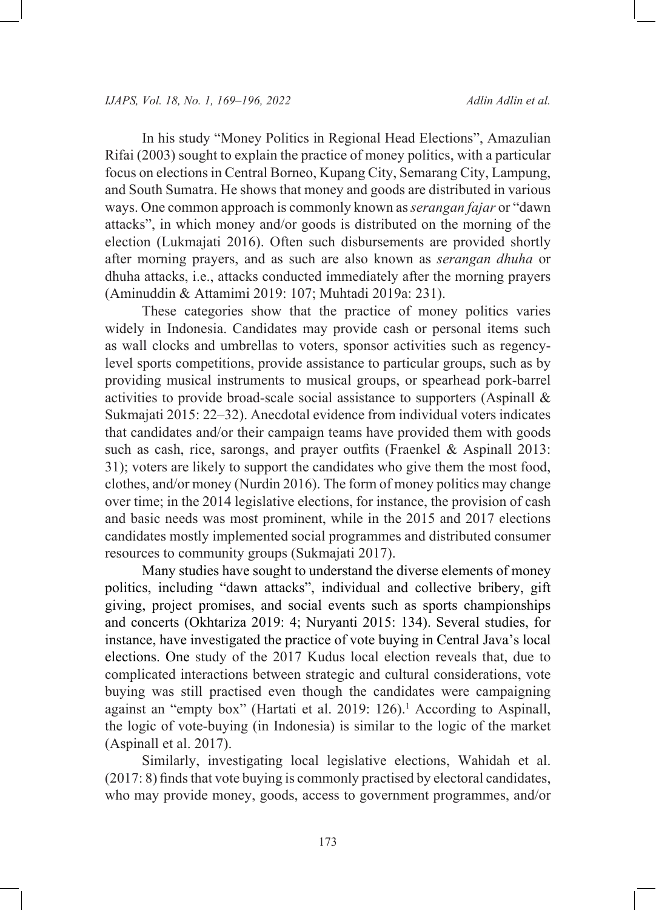In his study "Money Politics in Regional Head Elections", Amazulian Rifai (2003) sought to explain the practice of money politics, with a particular focus on elections in Central Borneo, Kupang City, Semarang City, Lampung, and South Sumatra. He shows that money and goods are distributed in various ways. One common approach is commonly known as *serangan fajar* or "dawn attacks", in which money and/or goods is distributed on the morning of the election (Lukmajati 2016). Often such disbursements are provided shortly after morning prayers, and as such are also known as *serangan dhuha* or dhuha attacks, i.e., attacks conducted immediately after the morning prayers (Aminuddin & Attamimi 2019: 107; Muhtadi 2019a: 231).

These categories show that the practice of money politics varies widely in Indonesia. Candidates may provide cash or personal items such as wall clocks and umbrellas to voters, sponsor activities such as regency-level sports competitions, provide assistance to particular groups, such as by providing musical instruments to musical groups, or spearhead pork-barrel activities to provide broad-scale social assistance to supporters (Aspinall & Sukmajati 2015: 22–32). Anecdotal evidence from individual voters indicates that candidates and/or their campaign teams have provided them with goods such as cash, rice, sarongs, and prayer outfits (Fraenkel & Aspinall 2013: 31); voters are likely to support the candidates who give them the most food, clothes, and/or money (Nurdin 2016). The form of money politics may change over time; in the 2014 legislative elections, for instance, the provision of cash and basic needs was most prominent, while in the 2015 and 2017 elections candidates mostly implemented social programmes and distributed consumer resources to community groups (Sukmajati 2017).

Many studies have sought to understand the diverse elements of money politics, including "dawn attacks", individual and collective bribery, gift giving, project promises, and social events such as sports championships and concerts (Okhtariza 2019: 4; Nuryanti 2015: 134). Several studies, for instance, have investigated the practice of vote buying in Central Java's local elections. One study of the 2017 Kudus local election reveals that, due to complicated interactions between strategic and cultural considerations, vote buying was still practised even though the candidates were campaigning against an "empty box" (Hartati et al. 2019: 126).[1] According to Aspinall, the logic of vote-buying (in Indonesia) is similar to the logic of the market (Aspinall et al. 2017).

Similarly, investigating local legislative elections, Wahidah et al. (2017: 8) finds that vote buying is commonly practised by electoral candidates, who may provide money, goods, access to government programmes, and/or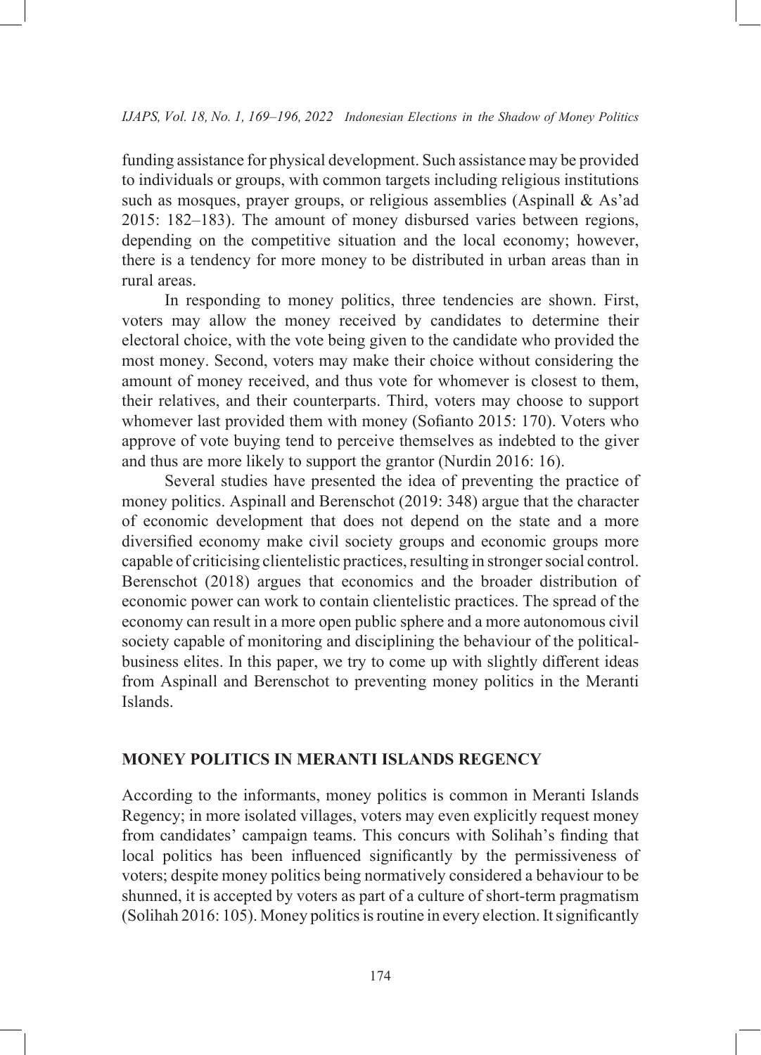funding assistance for physical development. Such assistance may be provided to individuals or groups, with common targets including religious institutions such as mosques, prayer groups, or religious assemblies (Aspinall & As'ad 2015: 182–183). The amount of money disbursed varies between regions, depending on the competitive situation and the local economy; however, there is a tendency for more money to be distributed in urban areas than in rural areas.

In responding to money politics, three tendencies are shown. First, voters may allow the money received by candidates to determine their electoral choice, with the vote being given to the candidate who provided the most money. Second, voters may make their choice without considering the amount of money received, and thus vote for whomever is closest to them, their relatives, and their counterparts. Third, voters may choose to support whomever last provided them with money (Sofianto 2015: 170). Voters who approve of vote buying tend to perceive themselves as indebted to the giver and thus are more likely to support the grantor (Nurdin 2016: 16).

Several studies have presented the idea of preventing the practice of money politics. Aspinall and Berenschot (2019: 348) argue that the character of economic development that does not depend on the state and a more diversified economy make civil society groups and economic groups more capable of criticising clientelistic practices, resulting in stronger social control. Berenschot (2018) argues that economics and the broader distribution of economic power can work to contain clientelistic practices. The spread of the economy can result in a more open public sphere and a more autonomous civil society capable of monitoring and disciplining the behaviour of the political-business elites. In this paper, we try to come up with slightly different ideas from Aspinall and Berenschot to preventing money politics in the Meranti Islands.

## MONEY POLITICS IN MERANTI ISLANDS REGENCY

According to the informants, money politics is common in Meranti Islands Regency; in more isolated villages, voters may even explicitly request money from candidates' campaign teams. This concurs with Solihah's finding that local politics has been influenced significantly by the permissiveness of voters; despite money politics being normatively considered a behaviour to be shunned, it is accepted by voters as part of a culture of short-term pragmatism (Solihah 2016: 105). Money politics is routine in every election. It significantly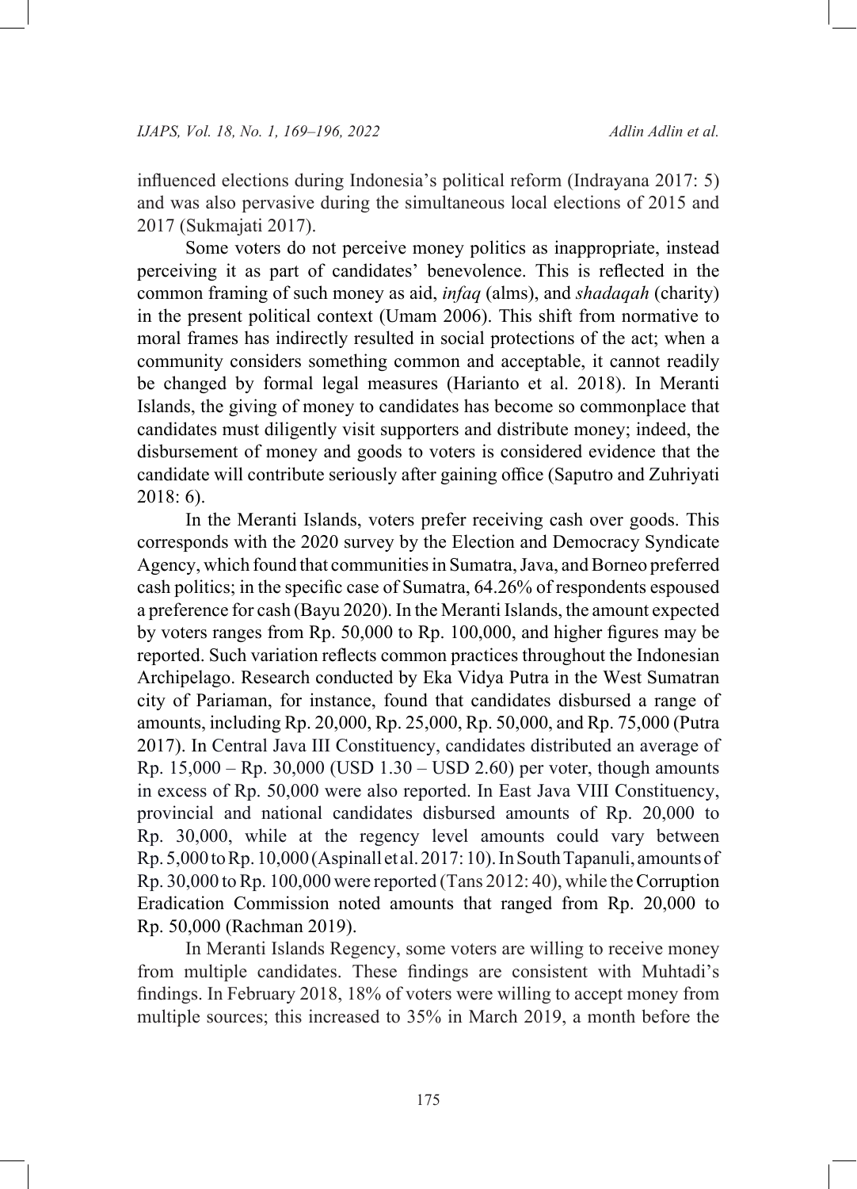influenced elections during Indonesia's political reform (Indrayana 2017: 5) and was also pervasive during the simultaneous local elections of 2015 and 2017 (Sukmajati 2017).

Some voters do not perceive money politics as inappropriate, instead perceiving it as part of candidates' benevolence. This is reflected in the common framing of such money as aid, *infaq* (alms), and *shadaqah* (charity) in the present political context (Umam 2006). This shift from normative to moral frames has indirectly resulted in social protections of the act; when a community considers something common and acceptable, it cannot readily be changed by formal legal measures (Harianto et al. 2018). In Meranti Islands, the giving of money to candidates has become so commonplace that candidates must diligently visit supporters and distribute money; indeed, the disbursement of money and goods to voters is considered evidence that the candidate will contribute seriously after gaining office (Saputro and Zuhriyati 2018: 6).

In the Meranti Islands, voters prefer receiving cash over goods. This corresponds with the 2020 survey by the Election and Democracy Syndicate Agency, which found that communities in Sumatra, Java, and Borneo preferred cash politics; in the specific case of Sumatra, 64.26% of respondents espoused a preference for cash (Bayu 2020). In the Meranti Islands, the amount expected by voters ranges from Rp. 50,000 to Rp. 100,000, and higher figures may be reported. Such variation reflects common practices throughout the Indonesian Archipelago. Research conducted by Eka Vidya Putra in the West Sumatran city of Pariaman, for instance, found that candidates disbursed a range of amounts, including Rp. 20,000, Rp. 25,000, Rp. 50,000, and Rp. 75,000 (Putra 2017). In Central Java III Constituency, candidates distributed an average of Rp. 15,000 – Rp. 30,000 (USD 1.30 – USD 2.60) per voter, though amounts in excess of Rp. 50,000 were also reported. In East Java VIII Constituency, provincial and national candidates disbursed amounts of Rp. 20,000 to Rp. 30,000, while at the regency level amounts could vary between Rp. 5,000 to Rp. 10,000 (Aspinall et al. 2017: 10). In South Tapanuli, amounts of Rp. 30,000 to Rp. 100,000 were reported (Tans 2012: 40), while the Corruption Eradication Commission noted amounts that ranged from Rp. 20,000 to Rp. 50,000 (Rachman 2019).

In Meranti Islands Regency, some voters are willing to receive money from multiple candidates. These findings are consistent with Muhtadi's findings. In February 2018, 18% of voters were willing to accept money from multiple sources; this increased to 35% in March 2019, a month before the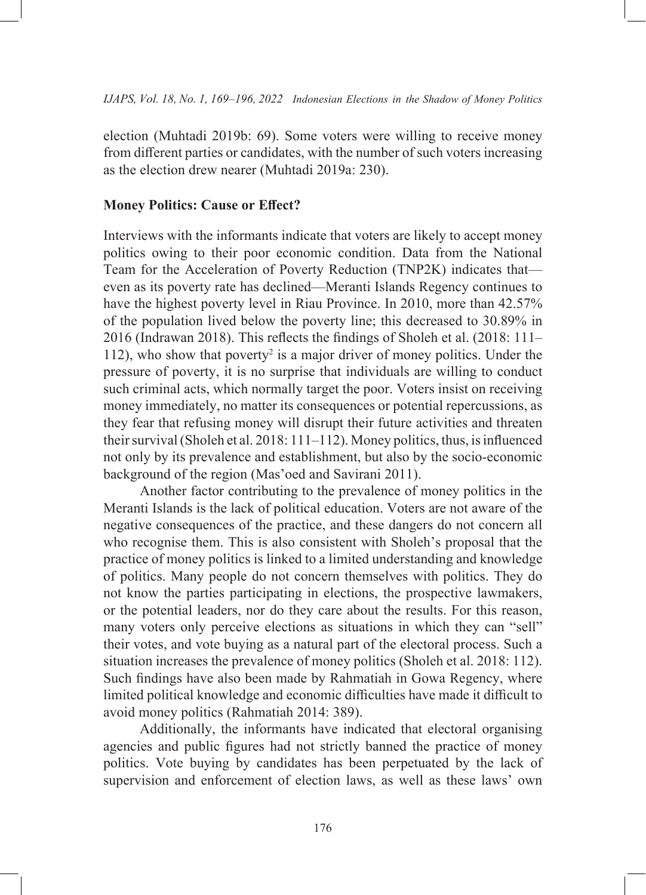election (Muhtadi 2019b: 69). Some voters were willing to receive money from different parties or candidates, with the number of such voters increasing as the election drew nearer (Muhtadi 2019a: 230).

## Money Politics: Cause or Effect?

Interviews with the informants indicate that voters are likely to accept money politics owing to their poor economic condition. Data from the National Team for the Acceleration of Poverty Reduction (TNP2K) indicates that—even as its poverty rate has declined—Meranti Islands Regency continues to have the highest poverty level in Riau Province. In 2010, more than 42.57% of the population lived below the poverty line; this decreased to 30.89% in 2016 (Indrawan 2018). This reflects the findings of Sholeh et al. (2018: 111–112), who show that poverty[2] is a major driver of money politics. Under the pressure of poverty, it is no surprise that individuals are willing to conduct such criminal acts, which normally target the poor. Voters insist on receiving money immediately, no matter its consequences or potential repercussions, as they fear that refusing money will disrupt their future activities and threaten their survival (Sholeh et al. 2018: 111–112). Money politics, thus, is influenced not only by its prevalence and establishment, but also by the socio-economic background of the region (Mas'oed and Savirani 2011).

Another factor contributing to the prevalence of money politics in the Meranti Islands is the lack of political education. Voters are not aware of the negative consequences of the practice, and these dangers do not concern all who recognise them. This is also consistent with Sholeh's proposal that the practice of money politics is linked to a limited understanding and knowledge of politics. Many people do not concern themselves with politics. They do not know the parties participating in elections, the prospective lawmakers, or the potential leaders, nor do they care about the results. For this reason, many voters only perceive elections as situations in which they can "sell" their votes, and vote buying as a natural part of the electoral process. Such a situation increases the prevalence of money politics (Sholeh et al. 2018: 112). Such findings have also been made by Rahmatiah in Gowa Regency, where limited political knowledge and economic difficulties have made it difficult to avoid money politics (Rahmatiah 2014: 389).

Additionally, the informants have indicated that electoral organising agencies and public figures had not strictly banned the practice of money politics. Vote buying by candidates has been perpetuated by the lack of supervision and enforcement of election laws, as well as these laws' own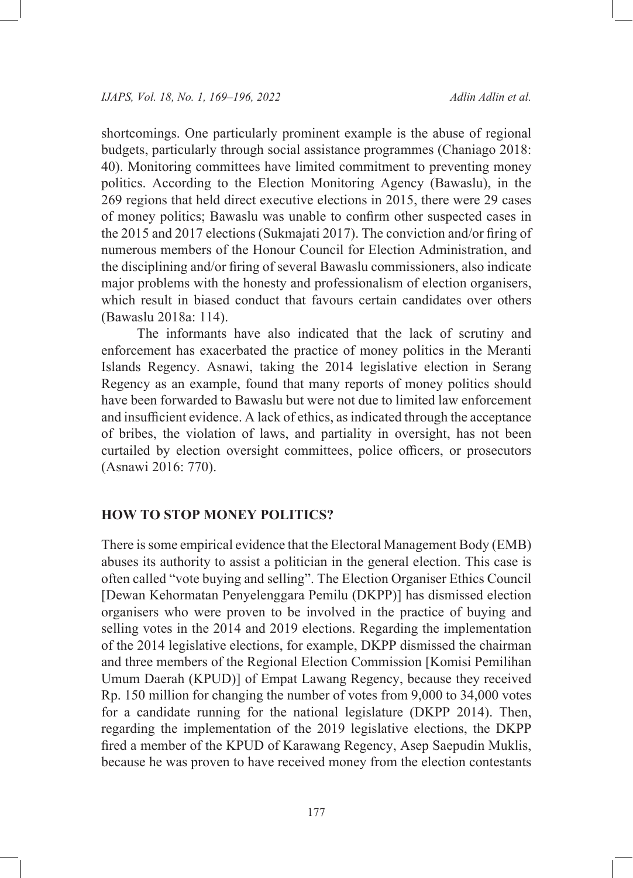shortcomings. One particularly prominent example is the abuse of regional budgets, particularly through social assistance programmes (Chaniago 2018: 40). Monitoring committees have limited commitment to preventing money politics. According to the Election Monitoring Agency (Bawaslu), in the 269 regions that held direct executive elections in 2015, there were 29 cases of money politics; Bawaslu was unable to confirm other suspected cases in the 2015 and 2017 elections (Sukmajati 2017). The conviction and/or firing of numerous members of the Honour Council for Election Administration, and the disciplining and/or firing of several Bawaslu commissioners, also indicate major problems with the honesty and professionalism of election organisers, which result in biased conduct that favours certain candidates over others (Bawaslu 2018a: 114).

The informants have also indicated that the lack of scrutiny and enforcement has exacerbated the practice of money politics in the Meranti Islands Regency. Asnawi, taking the 2014 legislative election in Serang Regency as an example, found that many reports of money politics should have been forwarded to Bawaslu but were not due to limited law enforcement and insufficient evidence. A lack of ethics, as indicated through the acceptance of bribes, the violation of laws, and partiality in oversight, has not been curtailed by election oversight committees, police officers, or prosecutors (Asnawi 2016: 770).

## HOW TO STOP MONEY POLITICS?

There is some empirical evidence that the Electoral Management Body (EMB) abuses its authority to assist a politician in the general election. This case is often called "vote buying and selling". The Election Organiser Ethics Council [Dewan Kehormatan Penyelenggara Pemilu (DKPP)] has dismissed election organisers who were proven to be involved in the practice of buying and selling votes in the 2014 and 2019 elections. Regarding the implementation of the 2014 legislative elections, for example, DKPP dismissed the chairman and three members of the Regional Election Commission [Komisi Pemilihan Umum Daerah (KPUD)] of Empat Lawang Regency, because they received Rp. 150 million for changing the number of votes from 9,000 to 34,000 votes for a candidate running for the national legislature (DKPP 2014). Then, regarding the implementation of the 2019 legislative elections, the DKPP fired a member of the KPUD of Karawang Regency, Asep Saepudin Muklis, because he was proven to have received money from the election contestants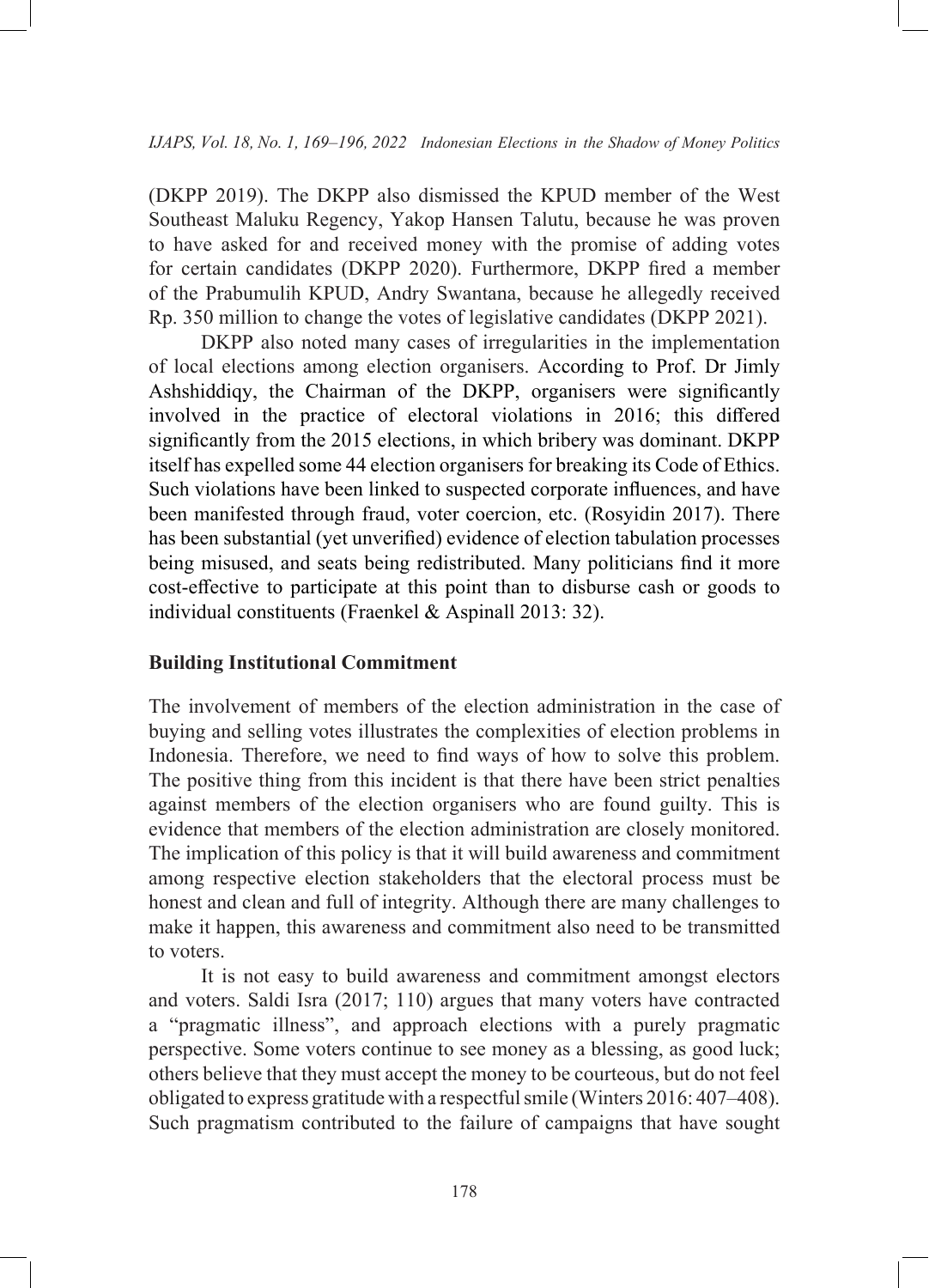(DKPP 2019). The DKPP also dismissed the KPUD member of the West Southeast Maluku Regency, Yakop Hansen Talutu, because he was proven to have asked for and received money with the promise of adding votes for certain candidates (DKPP 2020). Furthermore, DKPP fired a member of the Prabumulih KPUD, Andry Swantana, because he allegedly received Rp. 350 million to change the votes of legislative candidates (DKPP 2021).

DKPP also noted many cases of irregularities in the implementation of local elections among election organisers. According to Prof. Dr Jimly Ashshiddiqy, the Chairman of the DKPP, organisers were significantly involved in the practice of electoral violations in 2016; this differed significantly from the 2015 elections, in which bribery was dominant. DKPP itself has expelled some 44 election organisers for breaking its Code of Ethics. Such violations have been linked to suspected corporate influences, and have been manifested through fraud, voter coercion, etc. (Rosyidin 2017). There has been substantial (yet unverified) evidence of election tabulation processes being misused, and seats being redistributed. Many politicians find it more cost-effective to participate at this point than to disburse cash or goods to individual constituents (Fraenkel & Aspinall 2013: 32).

## Building Institutional Commitment

The involvement of members of the election administration in the case of buying and selling votes illustrates the complexities of election problems in Indonesia. Therefore, we need to find ways of how to solve this problem. The positive thing from this incident is that there have been strict penalties against members of the election organisers who are found guilty. This is evidence that members of the election administration are closely monitored. The implication of this policy is that it will build awareness and commitment among respective election stakeholders that the electoral process must be honest and clean and full of integrity. Although there are many challenges to make it happen, this awareness and commitment also need to be transmitted to voters.

It is not easy to build awareness and commitment amongst electors and voters. Saldi Isra (2017; 110) argues that many voters have contracted a "pragmatic illness", and approach elections with a purely pragmatic perspective. Some voters continue to see money as a blessing, as good luck; others believe that they must accept the money to be courteous, but do not feel obligated to express gratitude with a respectful smile (Winters 2016: 407–408). Such pragmatism contributed to the failure of campaigns that have sought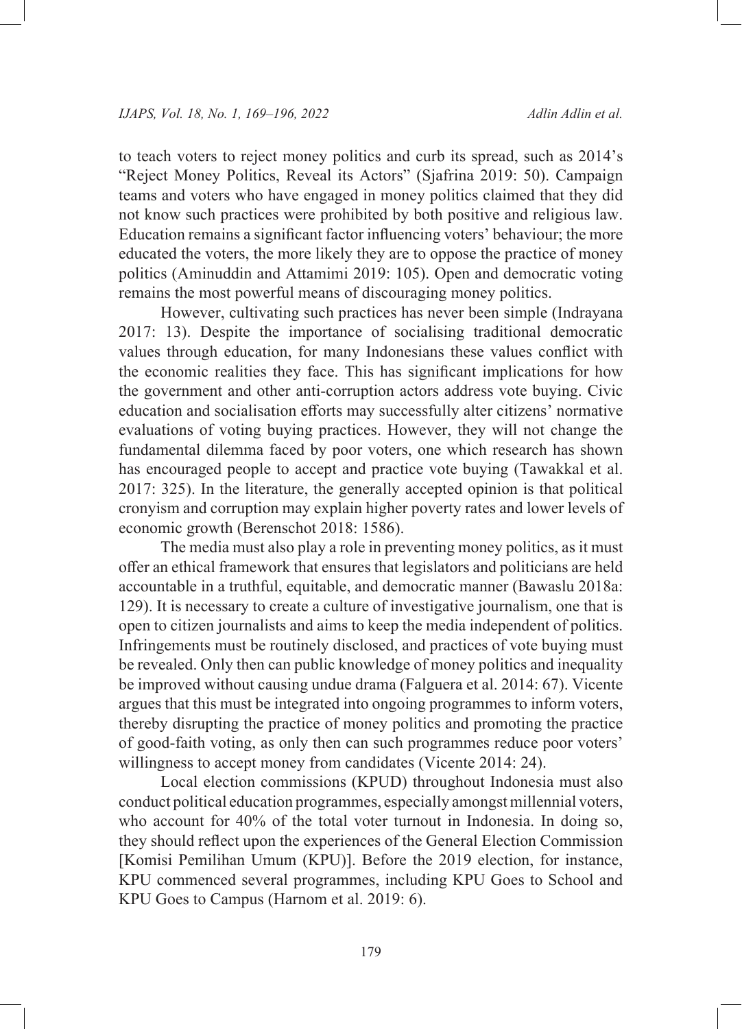to teach voters to reject money politics and curb its spread, such as 2014's "Reject Money Politics, Reveal its Actors" (Sjafrina 2019: 50). Campaign teams and voters who have engaged in money politics claimed that they did not know such practices were prohibited by both positive and religious law. Education remains a significant factor influencing voters' behaviour; the more educated the voters, the more likely they are to oppose the practice of money politics (Aminuddin and Attamimi 2019: 105). Open and democratic voting remains the most powerful means of discouraging money politics.

However, cultivating such practices has never been simple (Indrayana 2017: 13). Despite the importance of socialising traditional democratic values through education, for many Indonesians these values conflict with the economic realities they face. This has significant implications for how the government and other anti-corruption actors address vote buying. Civic education and socialisation efforts may successfully alter citizens' normative evaluations of voting buying practices. However, they will not change the fundamental dilemma faced by poor voters, one which research has shown has encouraged people to accept and practice vote buying (Tawakkal et al. 2017: 325). In the literature, the generally accepted opinion is that political cronyism and corruption may explain higher poverty rates and lower levels of economic growth (Berenschot 2018: 1586).

The media must also play a role in preventing money politics, as it must offer an ethical framework that ensures that legislators and politicians are held accountable in a truthful, equitable, and democratic manner (Bawaslu 2018a: 129). It is necessary to create a culture of investigative journalism, one that is open to citizen journalists and aims to keep the media independent of politics. Infringements must be routinely disclosed, and practices of vote buying must be revealed. Only then can public knowledge of money politics and inequality be improved without causing undue drama (Falguera et al. 2014: 67). Vicente argues that this must be integrated into ongoing programmes to inform voters, thereby disrupting the practice of money politics and promoting the practice of good-faith voting, as only then can such programmes reduce poor voters' willingness to accept money from candidates (Vicente 2014: 24).

Local election commissions (KPUD) throughout Indonesia must also conduct political education programmes, especially amongst millennial voters, who account for 40% of the total voter turnout in Indonesia. In doing so, they should reflect upon the experiences of the General Election Commission [Komisi Pemilihan Umum (KPU)]. Before the 2019 election, for instance, KPU commenced several programmes, including KPU Goes to School and KPU Goes to Campus (Harnom et al. 2019: 6).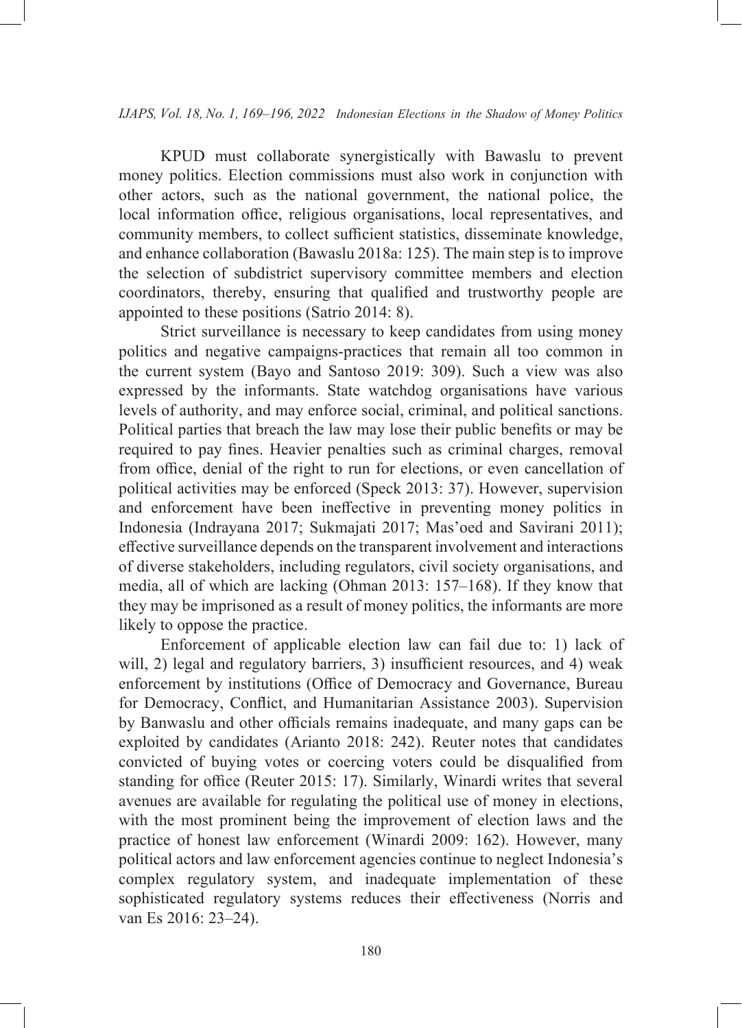KPUD must collaborate synergistically with Bawaslu to prevent money politics. Election commissions must also work in conjunction with other actors, such as the national government, the national police, the local information office, religious organisations, local representatives, and community members, to collect sufficient statistics, disseminate knowledge, and enhance collaboration (Bawaslu 2018a: 125). The main step is to improve the selection of subdistrict supervisory committee members and election coordinators, thereby, ensuring that qualified and trustworthy people are appointed to these positions (Satrio 2014: 8).

Strict surveillance is necessary to keep candidates from using money politics and negative campaigns-practices that remain all too common in the current system (Bayo and Santoso 2019: 309). Such a view was also expressed by the informants. State watchdog organisations have various levels of authority, and may enforce social, criminal, and political sanctions. Political parties that breach the law may lose their public benefits or may be required to pay fines. Heavier penalties such as criminal charges, removal from office, denial of the right to run for elections, or even cancellation of political activities may be enforced (Speck 2013: 37). However, supervision and enforcement have been ineffective in preventing money politics in Indonesia (Indrayana 2017; Sukmajati 2017; Mas'oed and Savirani 2011); effective surveillance depends on the transparent involvement and interactions of diverse stakeholders, including regulators, civil society organisations, and media, all of which are lacking (Ohman 2013: 157–168). If they know that they may be imprisoned as a result of money politics, the informants are more likely to oppose the practice.

Enforcement of applicable election law can fail due to: 1) lack of will, 2) legal and regulatory barriers, 3) insufficient resources, and 4) weak enforcement by institutions (Office of Democracy and Governance, Bureau for Democracy, Conflict, and Humanitarian Assistance 2003). Supervision by Banwaslu and other officials remains inadequate, and many gaps can be exploited by candidates (Arianto 2018: 242). Reuter notes that candidates convicted of buying votes or coercing voters could be disqualified from standing for office (Reuter 2015: 17). Similarly, Winardi writes that several avenues are available for regulating the political use of money in elections, with the most prominent being the improvement of election laws and the practice of honest law enforcement (Winardi 2009: 162). However, many political actors and law enforcement agencies continue to neglect Indonesia's complex regulatory system, and inadequate implementation of these sophisticated regulatory systems reduces their effectiveness (Norris and van Es 2016: 23–24).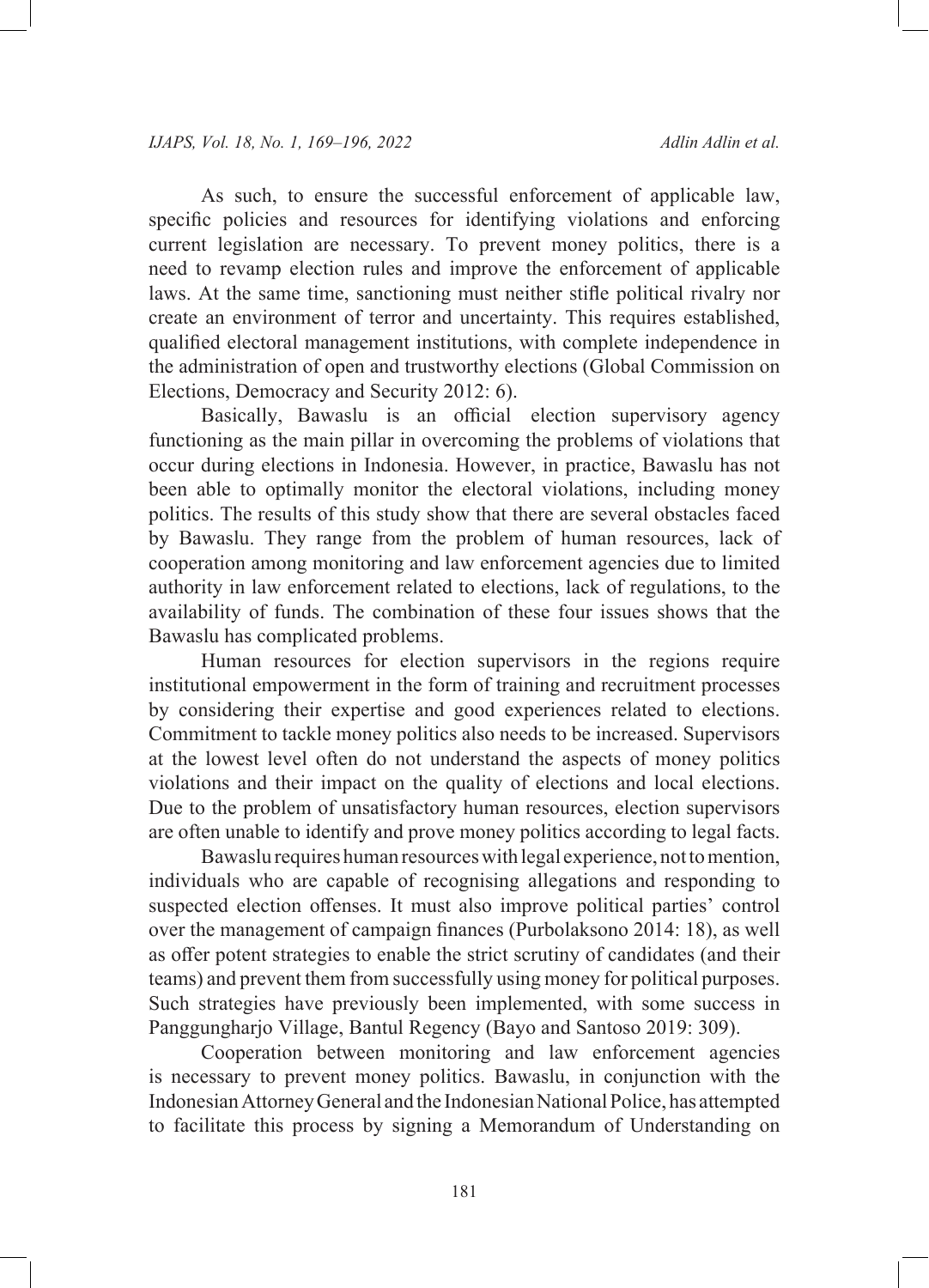As such, to ensure the successful enforcement of applicable law, specific policies and resources for identifying violations and enforcing current legislation are necessary. To prevent money politics, there is a need to revamp election rules and improve the enforcement of applicable laws. At the same time, sanctioning must neither stifle political rivalry nor create an environment of terror and uncertainty. This requires established, qualified electoral management institutions, with complete independence in the administration of open and trustworthy elections (Global Commission on Elections, Democracy and Security 2012: 6).

Basically, Bawaslu is an official election supervisory agency functioning as the main pillar in overcoming the problems of violations that occur during elections in Indonesia. However, in practice, Bawaslu has not been able to optimally monitor the electoral violations, including money politics. The results of this study show that there are several obstacles faced by Bawaslu. They range from the problem of human resources, lack of cooperation among monitoring and law enforcement agencies due to limited authority in law enforcement related to elections, lack of regulations, to the availability of funds. The combination of these four issues shows that the Bawaslu has complicated problems.

Human resources for election supervisors in the regions require institutional empowerment in the form of training and recruitment processes by considering their expertise and good experiences related to elections. Commitment to tackle money politics also needs to be increased. Supervisors at the lowest level often do not understand the aspects of money politics violations and their impact on the quality of elections and local elections. Due to the problem of unsatisfactory human resources, election supervisors are often unable to identify and prove money politics according to legal facts.

Bawaslu requires human resources with legal experience, not to mention, individuals who are capable of recognising allegations and responding to suspected election offenses. It must also improve political parties' control over the management of campaign finances (Purbolaksono 2014: 18), as well as offer potent strategies to enable the strict scrutiny of candidates (and their teams) and prevent them from successfully using money for political purposes. Such strategies have previously been implemented, with some success in Panggungharjo Village, Bantul Regency (Bayo and Santoso 2019: 309).

Cooperation between monitoring and law enforcement agencies is necessary to prevent money politics. Bawaslu, in conjunction with the Indonesian Attorney General and the Indonesian National Police, has attempted to facilitate this process by signing a Memorandum of Understanding on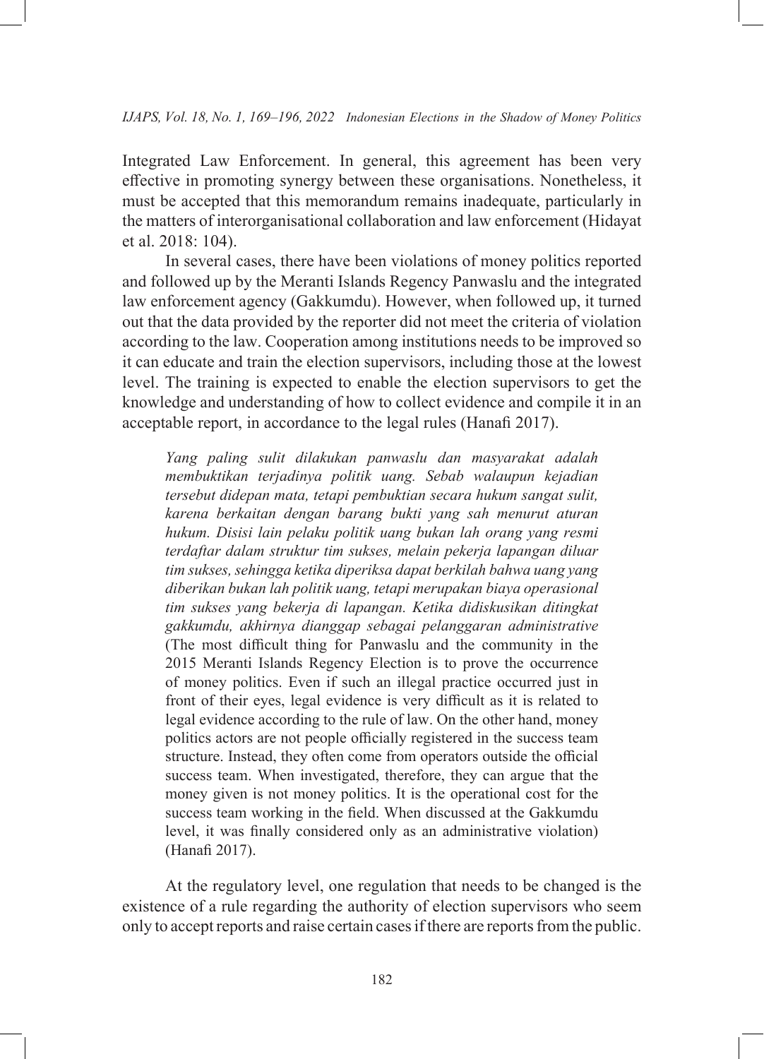Integrated Law Enforcement. In general, this agreement has been very effective in promoting synergy between these organisations. Nonetheless, it must be accepted that this memorandum remains inadequate, particularly in the matters of interorganisational collaboration and law enforcement (Hidayat et al. 2018: 104).

In several cases, there have been violations of money politics reported and followed up by the Meranti Islands Regency Panwaslu and the integrated law enforcement agency (Gakkumdu). However, when followed up, it turned out that the data provided by the reporter did not meet the criteria of violation according to the law. Cooperation among institutions needs to be improved so it can educate and train the election supervisors, including those at the lowest level. The training is expected to enable the election supervisors to get the knowledge and understanding of how to collect evidence and compile it in an acceptable report, in accordance to the legal rules (Hanafi 2017).

> *Yang paling sulit dilakukan panwaslu dan masyarakat adalah membuktikan terjadinya politik uang. Sebab walaupun kejadian tersebut didepan mata, tetapi pembuktian secara hukum sangat sulit, karena berkaitan dengan barang bukti yang sah menurut aturan hukum. Disisi lain pelaku politik uang bukan lah orang yang resmi terdaftar dalam struktur tim sukses, melain pekerja lapangan diluar tim sukses, sehingga ketika diperiksa dapat berkilah bahwa uang yang diberikan bukan lah politik uang, tetapi merupakan biaya operasional tim sukses yang bekerja di lapangan. Ketika didiskusikan ditingkat gakkumdu, akhirnya dianggap sebagai pelanggaran administrative* (The most difficult thing for Panwaslu and the community in the 2015 Meranti Islands Regency Election is to prove the occurrence of money politics. Even if such an illegal practice occurred just in front of their eyes, legal evidence is very difficult as it is related to legal evidence according to the rule of law. On the other hand, money politics actors are not people officially registered in the success team structure. Instead, they often come from operators outside the official success team. When investigated, therefore, they can argue that the money given is not money politics. It is the operational cost for the success team working in the field. When discussed at the Gakkumdu level, it was finally considered only as an administrative violation) (Hanafi 2017).

At the regulatory level, one regulation that needs to be changed is the existence of a rule regarding the authority of election supervisors who seem only to accept reports and raise certain cases if there are reports from the public.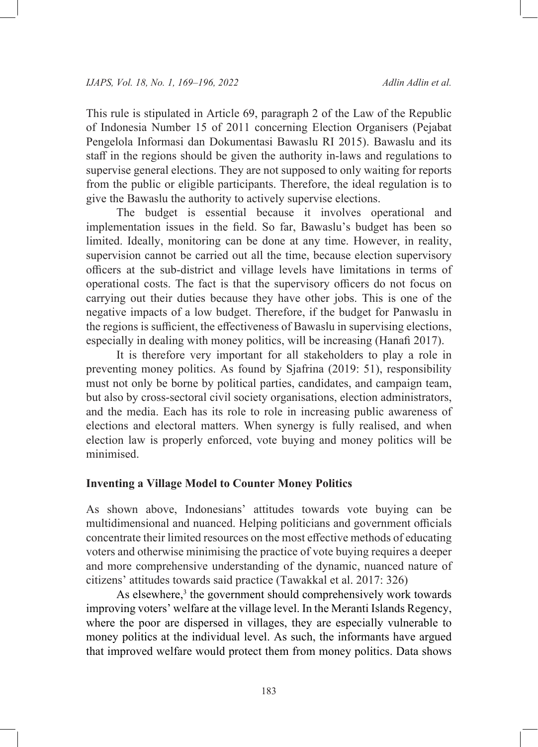This rule is stipulated in Article 69, paragraph 2 of the Law of the Republic of Indonesia Number 15 of 2011 concerning Election Organisers (Pejabat Pengelola Informasi dan Dokumentasi Bawaslu RI 2015). Bawaslu and its staff in the regions should be given the authority in-laws and regulations to supervise general elections. They are not supposed to only waiting for reports from the public or eligible participants. Therefore, the ideal regulation is to give the Bawaslu the authority to actively supervise elections.

The budget is essential because it involves operational and implementation issues in the field. So far, Bawaslu's budget has been so limited. Ideally, monitoring can be done at any time. However, in reality, supervision cannot be carried out all the time, because election supervisory officers at the sub-district and village levels have limitations in terms of operational costs. The fact is that the supervisory officers do not focus on carrying out their duties because they have other jobs. This is one of the negative impacts of a low budget. Therefore, if the budget for Panwaslu in the regions is sufficient, the effectiveness of Bawaslu in supervising elections, especially in dealing with money politics, will be increasing (Hanafi 2017).

It is therefore very important for all stakeholders to play a role in preventing money politics. As found by Sjafrina (2019: 51), responsibility must not only be borne by political parties, candidates, and campaign team, but also by cross-sectoral civil society organisations, election administrators, and the media. Each has its role to role in increasing public awareness of elections and electoral matters. When synergy is fully realised, and when election law is properly enforced, vote buying and money politics will be minimised.

### Inventing a Village Model to Counter Money Politics

As shown above, Indonesians' attitudes towards vote buying can be multidimensional and nuanced. Helping politicians and government officials concentrate their limited resources on the most effective methods of educating voters and otherwise minimising the practice of vote buying requires a deeper and more comprehensive understanding of the dynamic, nuanced nature of citizens' attitudes towards said practice (Tawakkal et al. 2017: 326)

As elsewhere,[3] the government should comprehensively work towards improving voters' welfare at the village level. In the Meranti Islands Regency, where the poor are dispersed in villages, they are especially vulnerable to money politics at the individual level. As such, the informants have argued that improved welfare would protect them from money politics. Data shows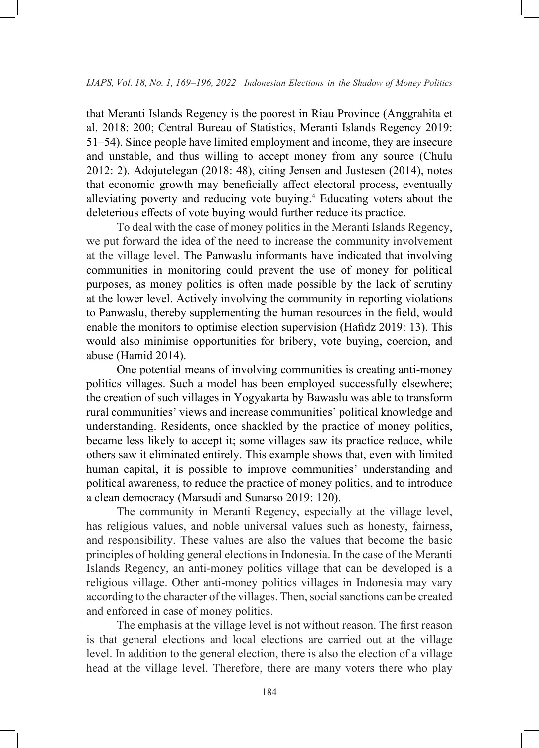that Meranti Islands Regency is the poorest in Riau Province (Anggrahita et al. 2018: 200; Central Bureau of Statistics, Meranti Islands Regency 2019: 51–54). Since people have limited employment and income, they are insecure and unstable, and thus willing to accept money from any source (Chulu 2012: 2). Adojutelegan (2018: 48), citing Jensen and Justesen (2014), notes that economic growth may beneficially affect electoral process, eventually alleviating poverty and reducing vote buying.[4] Educating voters about the deleterious effects of vote buying would further reduce its practice.

To deal with the case of money politics in the Meranti Islands Regency, we put forward the idea of the need to increase the community involvement at the village level. The Panwaslu informants have indicated that involving communities in monitoring could prevent the use of money for political purposes, as money politics is often made possible by the lack of scrutiny at the lower level. Actively involving the community in reporting violations to Panwaslu, thereby supplementing the human resources in the field, would enable the monitors to optimise election supervision (Hafidz 2019: 13). This would also minimise opportunities for bribery, vote buying, coercion, and abuse (Hamid 2014).

One potential means of involving communities is creating anti-money politics villages. Such a model has been employed successfully elsewhere; the creation of such villages in Yogyakarta by Bawaslu was able to transform rural communities' views and increase communities' political knowledge and understanding. Residents, once shackled by the practice of money politics, became less likely to accept it; some villages saw its practice reduce, while others saw it eliminated entirely. This example shows that, even with limited human capital, it is possible to improve communities' understanding and political awareness, to reduce the practice of money politics, and to introduce a clean democracy (Marsudi and Sunarso 2019: 120).

The community in Meranti Regency, especially at the village level, has religious values, and noble universal values such as honesty, fairness, and responsibility. These values are also the values that become the basic principles of holding general elections in Indonesia. In the case of the Meranti Islands Regency, an anti-money politics village that can be developed is a religious village. Other anti-money politics villages in Indonesia may vary according to the character of the villages. Then, social sanctions can be created and enforced in case of money politics.

The emphasis at the village level is not without reason. The first reason is that general elections and local elections are carried out at the village level. In addition to the general election, there is also the election of a village head at the village level. Therefore, there are many voters there who play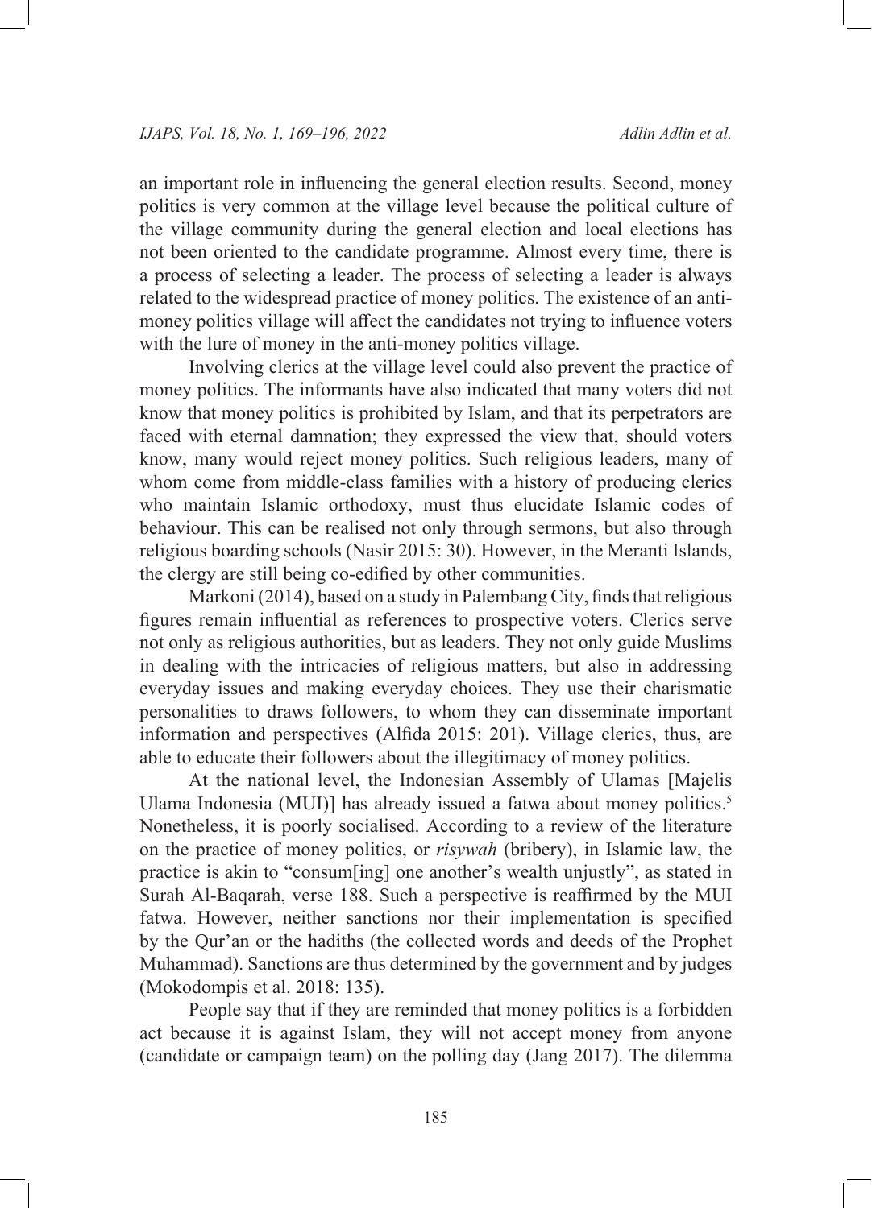an important role in influencing the general election results. Second, money politics is very common at the village level because the political culture of the village community during the general election and local elections has not been oriented to the candidate programme. Almost every time, there is a process of selecting a leader. The process of selecting a leader is always related to the widespread practice of money politics. The existence of an anti-money politics village will affect the candidates not trying to influence voters with the lure of money in the anti-money politics village.

Involving clerics at the village level could also prevent the practice of money politics. The informants have also indicated that many voters did not know that money politics is prohibited by Islam, and that its perpetrators are faced with eternal damnation; they expressed the view that, should voters know, many would reject money politics. Such religious leaders, many of whom come from middle-class families with a history of producing clerics who maintain Islamic orthodoxy, must thus elucidate Islamic codes of behaviour. This can be realised not only through sermons, but also through religious boarding schools (Nasir 2015: 30). However, in the Meranti Islands, the clergy are still being co-edified by other communities.

Markoni (2014), based on a study in Palembang City, finds that religious figures remain influential as references to prospective voters. Clerics serve not only as religious authorities, but as leaders. They not only guide Muslims in dealing with the intricacies of religious matters, but also in addressing everyday issues and making everyday choices. They use their charismatic personalities to draws followers, to whom they can disseminate important information and perspectives (Alfida 2015: 201). Village clerics, thus, are able to educate their followers about the illegitimacy of money politics.

At the national level, the Indonesian Assembly of Ulamas [Majelis Ulama Indonesia (MUI)] has already issued a fatwa about money politics.[5] Nonetheless, it is poorly socialised. According to a review of the literature on the practice of money politics, or *risywah* (bribery), in Islamic law, the practice is akin to "consum[ing] one another's wealth unjustly", as stated in Surah Al-Baqarah, verse 188. Such a perspective is reaffirmed by the MUI fatwa. However, neither sanctions nor their implementation is specified by the Qur'an or the hadiths (the collected words and deeds of the Prophet Muhammad). Sanctions are thus determined by the government and by judges (Mokodompis et al. 2018: 135).

People say that if they are reminded that money politics is a forbidden act because it is against Islam, they will not accept money from anyone (candidate or campaign team) on the polling day (Jang 2017). The dilemma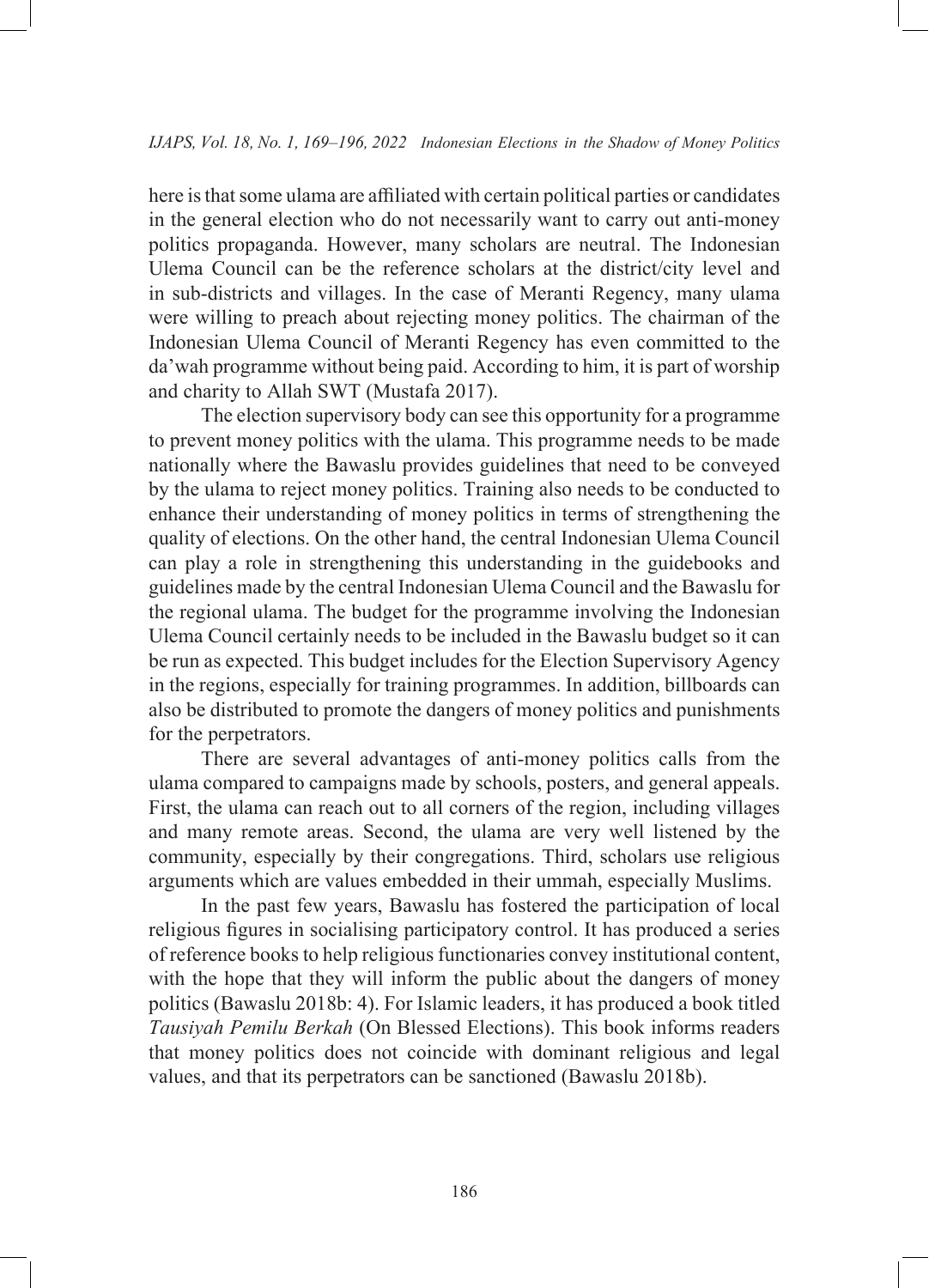here is that some ulama are affiliated with certain political parties or candidates in the general election who do not necessarily want to carry out anti-money politics propaganda. However, many scholars are neutral. The Indonesian Ulema Council can be the reference scholars at the district/city level and in sub-districts and villages. In the case of Meranti Regency, many ulama were willing to preach about rejecting money politics. The chairman of the Indonesian Ulema Council of Meranti Regency has even committed to the da'wah programme without being paid. According to him, it is part of worship and charity to Allah SWT (Mustafa 2017).

The election supervisory body can see this opportunity for a programme to prevent money politics with the ulama. This programme needs to be made nationally where the Bawaslu provides guidelines that need to be conveyed by the ulama to reject money politics. Training also needs to be conducted to enhance their understanding of money politics in terms of strengthening the quality of elections. On the other hand, the central Indonesian Ulema Council can play a role in strengthening this understanding in the guidebooks and guidelines made by the central Indonesian Ulema Council and the Bawaslu for the regional ulama. The budget for the programme involving the Indonesian Ulema Council certainly needs to be included in the Bawaslu budget so it can be run as expected. This budget includes for the Election Supervisory Agency in the regions, especially for training programmes. In addition, billboards can also be distributed to promote the dangers of money politics and punishments for the perpetrators.

There are several advantages of anti-money politics calls from the ulama compared to campaigns made by schools, posters, and general appeals. First, the ulama can reach out to all corners of the region, including villages and many remote areas. Second, the ulama are very well listened by the community, especially by their congregations. Third, scholars use religious arguments which are values embedded in their ummah, especially Muslims.

In the past few years, Bawaslu has fostered the participation of local religious figures in socialising participatory control. It has produced a series of reference books to help religious functionaries convey institutional content, with the hope that they will inform the public about the dangers of money politics (Bawaslu 2018b: 4). For Islamic leaders, it has produced a book titled *Tausiyah Pemilu Berkah* (On Blessed Elections). This book informs readers that money politics does not coincide with dominant religious and legal values, and that its perpetrators can be sanctioned (Bawaslu 2018b).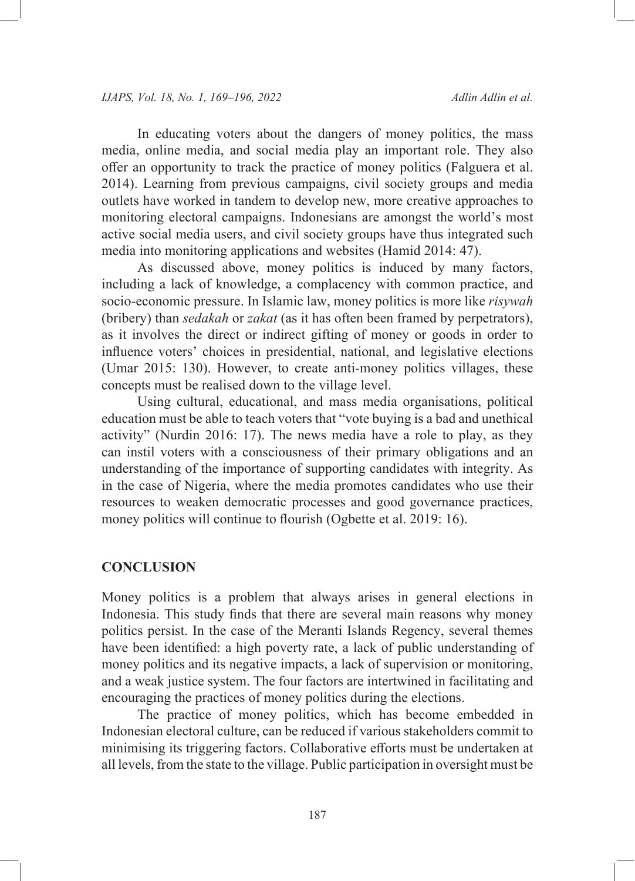In educating voters about the dangers of money politics, the mass media, online media, and social media play an important role. They also offer an opportunity to track the practice of money politics (Falguera et al. 2014). Learning from previous campaigns, civil society groups and media outlets have worked in tandem to develop new, more creative approaches to monitoring electoral campaigns. Indonesians are amongst the world's most active social media users, and civil society groups have thus integrated such media into monitoring applications and websites (Hamid 2014: 47).

As discussed above, money politics is induced by many factors, including a lack of knowledge, a complacency with common practice, and socio-economic pressure. In Islamic law, money politics is more like *risywah* (bribery) than *sedakah* or *zakat* (as it has often been framed by perpetrators), as it involves the direct or indirect gifting of money or goods in order to influence voters' choices in presidential, national, and legislative elections (Umar 2015: 130). However, to create anti-money politics villages, these concepts must be realised down to the village level.

Using cultural, educational, and mass media organisations, political education must be able to teach voters that "vote buying is a bad and unethical activity" (Nurdin 2016: 17). The news media have a role to play, as they can instil voters with a consciousness of their primary obligations and an understanding of the importance of supporting candidates with integrity. As in the case of Nigeria, where the media promotes candidates who use their resources to weaken democratic processes and good governance practices, money politics will continue to flourish (Ogbette et al. 2019: 16).

## CONCLUSION

Money politics is a problem that always arises in general elections in Indonesia. This study finds that there are several main reasons why money politics persist. In the case of the Meranti Islands Regency, several themes have been identified: a high poverty rate, a lack of public understanding of money politics and its negative impacts, a lack of supervision or monitoring, and a weak justice system. The four factors are intertwined in facilitating and encouraging the practices of money politics during the elections.

The practice of money politics, which has become embedded in Indonesian electoral culture, can be reduced if various stakeholders commit to minimising its triggering factors. Collaborative efforts must be undertaken at all levels, from the state to the village. Public participation in oversight must be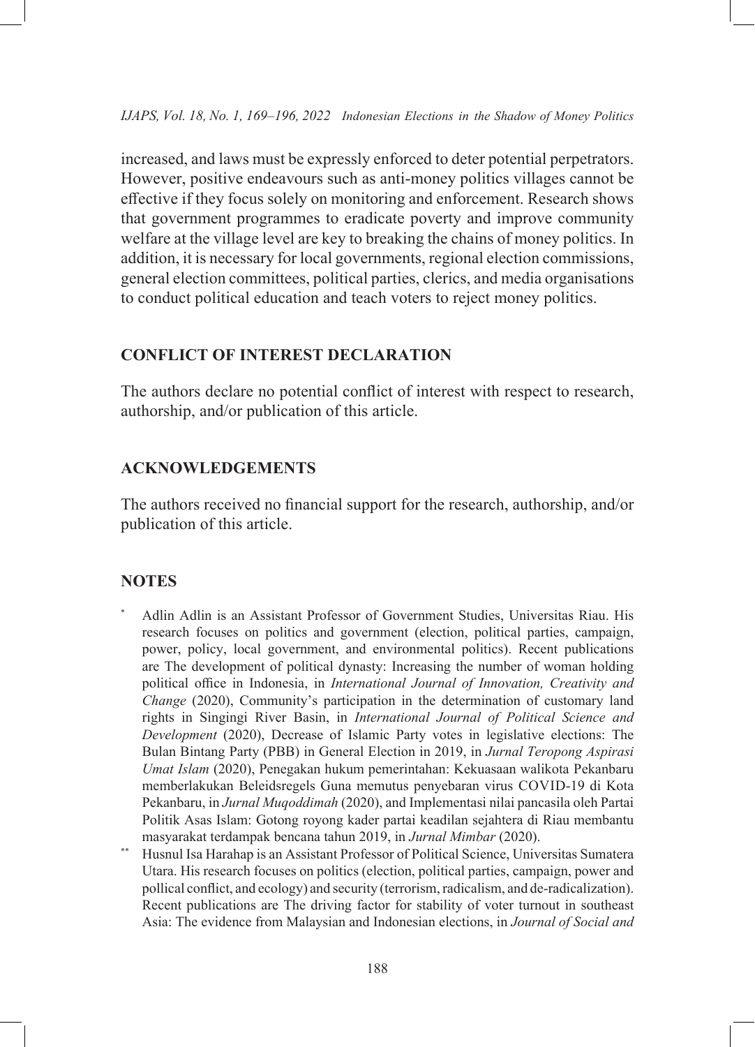increased, and laws must be expressly enforced to deter potential perpetrators. However, positive endeavours such as anti-money politics villages cannot be effective if they focus solely on monitoring and enforcement. Research shows that government programmes to eradicate poverty and improve community welfare at the village level are key to breaking the chains of money politics. In addition, it is necessary for local governments, regional election commissions, general election committees, political parties, clerics, and media organisations to conduct political education and teach voters to reject money politics.

## CONFLICT OF INTEREST DECLARATION

The authors declare no potential conflict of interest with respect to research, authorship, and/or publication of this article.

## ACKNOWLEDGEMENTS

The authors received no financial support for the research, authorship, and/or publication of this article.

## NOTES

[*] Adlin Adlin is an Assistant Professor of Government Studies, Universitas Riau. His research focuses on politics and government (election, political parties, campaign, power, policy, local government, and environmental politics). Recent publications are The development of political dynasty: Increasing the number of woman holding political office in Indonesia, in *International Journal of Innovation, Creativity and Change* (2020), Community's participation in the determination of customary land rights in Singingi River Basin, in *International Journal of Political Science and Development* (2020), Decrease of Islamic Party votes in legislative elections: The Bulan Bintang Party (PBB) in General Election in 2019, in *Jurnal Teropong Aspirasi Umat Islam* (2020), Penegakan hukum pemerintahan: Kekuasaan walikota Pekanbaru memberlakukan Beleidsregels Guna memutus penyebaran virus COVID-19 di Kota Pekanbaru, in *Jurnal Muqoddimah* (2020), and Implementasi nilai pancasila oleh Partai Politik Asas Islam: Gotong royong kader partai keadilan sejahtera di Riau membantu masyarakat terdampak bencana tahun 2019, in *Jurnal Mimbar* (2020).

[**] Husnul Isa Harahap is an Assistant Professor of Political Science, Universitas Sumatera Utara. His research focuses on politics (election, political parties, campaign, power and pollical conflict, and ecology) and security (terrorism, radicalism, and de-radicalization). Recent publications are The driving factor for stability of voter turnout in southeast Asia: The evidence from Malaysian and Indonesian elections, in *Journal of Social and*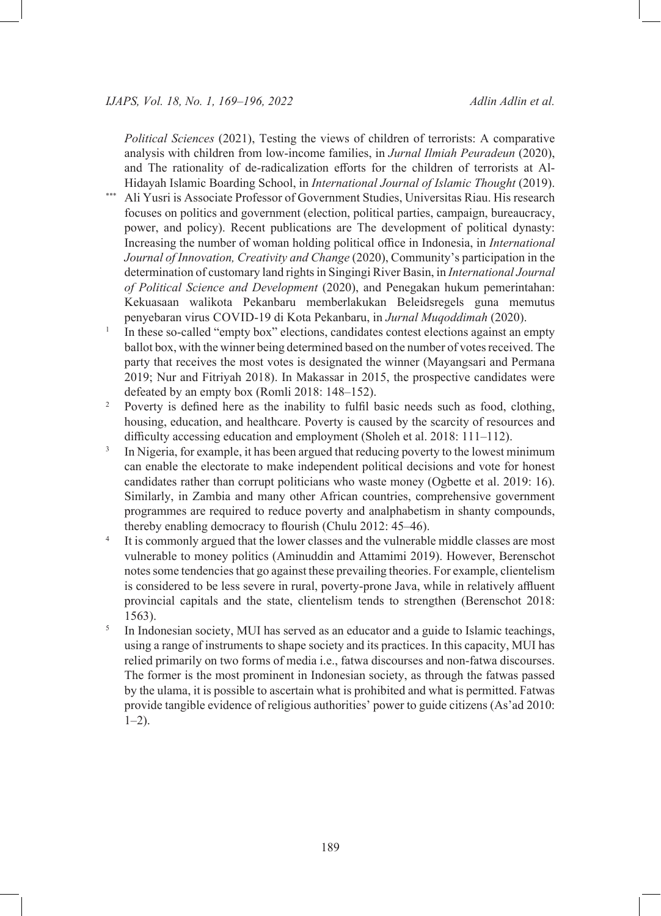*Political Sciences* (2021), Testing the views of children of terrorists: A comparative analysis with children from low-income families, in *Jurnal Ilmiah Peuradeun* (2020), and The rationality of de-radicalization efforts for the children of terrorists at Al-Hidayah Islamic Boarding School, in *International Journal of Islamic Thought* (2019).

[***] Ali Yusri is Associate Professor of Government Studies, Universitas Riau. His research focuses on politics and government (election, political parties, campaign, bureaucracy, power, and policy). Recent publications are The development of political dynasty: Increasing the number of woman holding political office in Indonesia, in *International Journal of Innovation, Creativity and Change* (2020), Community's participation in the determination of customary land rights in Singingi River Basin, in *International Journal of Political Science and Development* (2020), and Penegakan hukum pemerintahan: Kekuasaan walikota Pekanbaru memberlakukan Beleidsregels guna memutus penyebaran virus COVID-19 di Kota Pekanbaru, in *Jurnal Muqoddimah* (2020).

[1] In these so-called "empty box" elections, candidates contest elections against an empty ballot box, with the winner being determined based on the number of votes received. The party that receives the most votes is designated the winner (Mayangsari and Permana 2019; Nur and Fitriyah 2018). In Makassar in 2015, the prospective candidates were defeated by an empty box (Romli 2018: 148–152).

[2] Poverty is defined here as the inability to fulfil basic needs such as food, clothing, housing, education, and healthcare. Poverty is caused by the scarcity of resources and difficulty accessing education and employment (Sholeh et al. 2018: 111–112).

[3] In Nigeria, for example, it has been argued that reducing poverty to the lowest minimum can enable the electorate to make independent political decisions and vote for honest candidates rather than corrupt politicians who waste money (Ogbette et al. 2019: 16). Similarly, in Zambia and many other African countries, comprehensive government programmes are required to reduce poverty and analphabetism in shanty compounds, thereby enabling democracy to flourish (Chulu 2012: 45–46).

[4] It is commonly argued that the lower classes and the vulnerable middle classes are most vulnerable to money politics (Aminuddin and Attamimi 2019). However, Berenschot notes some tendencies that go against these prevailing theories. For example, clientelism is considered to be less severe in rural, poverty-prone Java, while in relatively affluent provincial capitals and the state, clientelism tends to strengthen (Berenschot 2018: 1563).

[5] In Indonesian society, MUI has served as an educator and a guide to Islamic teachings, using a range of instruments to shape society and its practices. In this capacity, MUI has relied primarily on two forms of media i.e., fatwa discourses and non-fatwa discourses. The former is the most prominent in Indonesian society, as through the fatwas passed by the ulama, it is possible to ascertain what is prohibited and what is permitted. Fatwas provide tangible evidence of religious authorities' power to guide citizens (As'ad 2010: 1–2).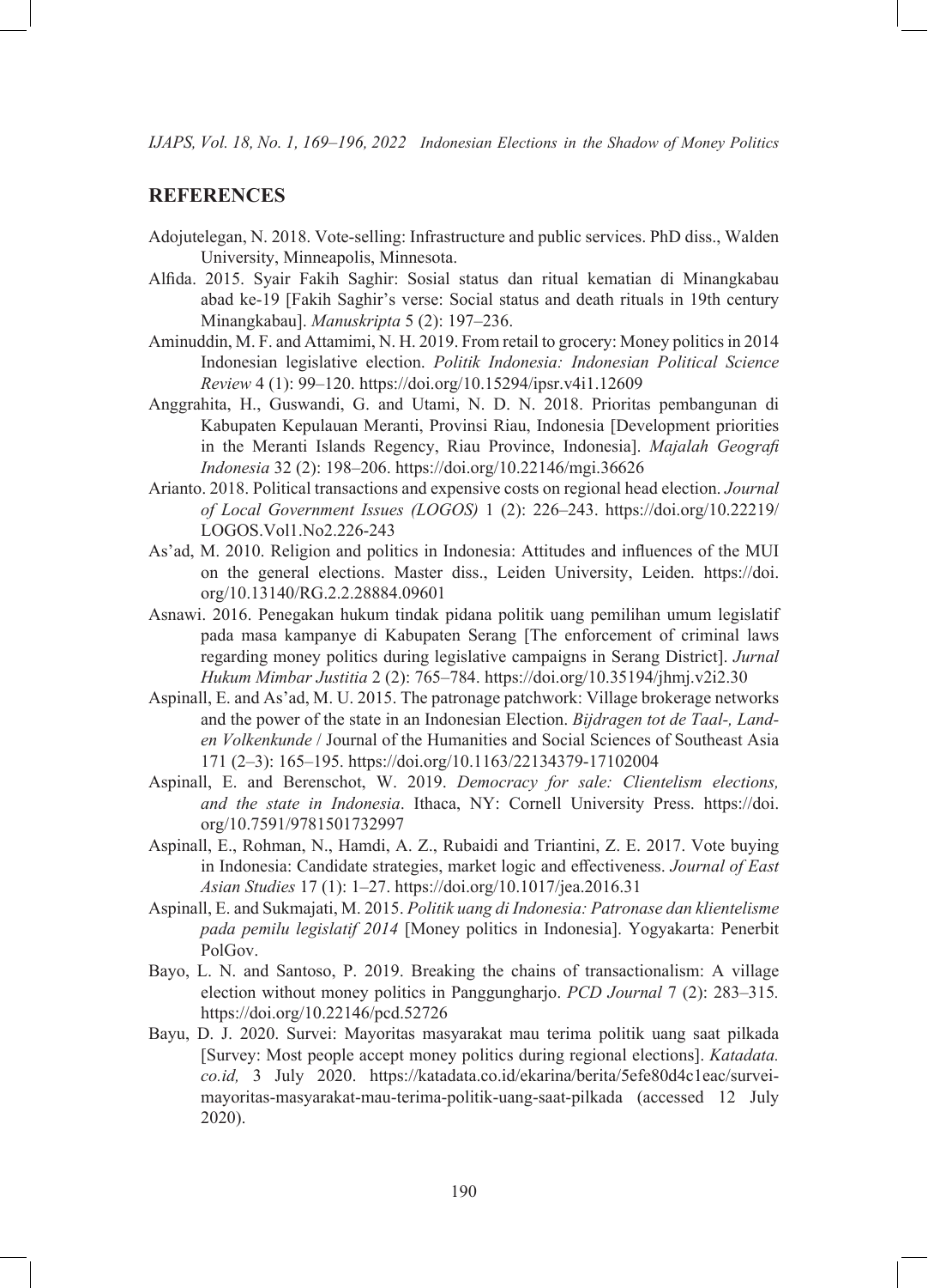## REFERENCES

Adojutelegan, N. 2018. Vote-selling: Infrastructure and public services. PhD diss., Walden University, Minneapolis, Minnesota.

Alfida. 2015. Syair Fakih Saghir: Sosial status dan ritual kematian di Minangkabau abad ke-19 [Fakih Saghir's verse: Social status and death rituals in 19th century Minangkabau]. *Manuskripta* 5 (2): 197–236.

Aminuddin, M. F. and Attamimi, N. H. 2019. From retail to grocery: Money politics in 2014 Indonesian legislative election. *Politik Indonesia: Indonesian Political Science Review* 4 (1): 99–120. https://doi.org/10.15294/ipsr.v4i1.12609

Anggrahita, H., Guswandi, G. and Utami, N. D. N. 2018. Prioritas pembangunan di Kabupaten Kepulauan Meranti, Provinsi Riau, Indonesia [Development priorities in the Meranti Islands Regency, Riau Province, Indonesia]. *Majalah Geografi Indonesia* 32 (2): 198–206. https://doi.org/10.22146/mgi.36626

Arianto. 2018. Political transactions and expensive costs on regional head election. *Journal of Local Government Issues (LOGOS)* 1 (2): 226–243. https://doi.org/10.22219/LOGOS.Vol1.No2.226-243

As'ad, M. 2010. Religion and politics in Indonesia: Attitudes and influences of the MUI on the general elections. Master diss., Leiden University, Leiden. https://doi.org/10.13140/RG.2.2.28884.09601

Asnawi. 2016. Penegakan hukum tindak pidana politik uang pemilihan umum legislatif pada masa kampanye di Kabupaten Serang [The enforcement of criminal laws regarding money politics during legislative campaigns in Serang District]. *Jurnal Hukum Mimbar Justitia* 2 (2): 765–784. https://doi.org/10.35194/jhmj.v2i2.30

Aspinall, E. and As'ad, M. U. 2015. The patronage patchwork: Village brokerage networks and the power of the state in an Indonesian Election. *Bijdragen tot de Taal-, Land- en Volkenkunde* / Journal of the Humanities and Social Sciences of Southeast Asia 171 (2–3): 165–195. https://doi.org/10.1163/22134379-17102004

Aspinall, E. and Berenschot, W. 2019. *Democracy for sale: Clientelism elections, and the state in Indonesia*. Ithaca, NY: Cornell University Press. https://doi.org/10.7591/9781501732997

Aspinall, E., Rohman, N., Hamdi, A. Z., Rubaidi and Triantini, Z. E. 2017. Vote buying in Indonesia: Candidate strategies, market logic and effectiveness. *Journal of East Asian Studies* 17 (1): 1–27. https://doi.org/10.1017/jea.2016.31

Aspinall, E. and Sukmajati, M. 2015. *Politik uang di Indonesia: Patronase dan klientelisme pada pemilu legislatif 2014* [Money politics in Indonesia]. Yogyakarta: Penerbit PolGov.

Bayo, L. N. and Santoso, P. 2019. Breaking the chains of transactionalism: A village election without money politics in Panggungharjo. *PCD Journal* 7 (2): 283–315. https://doi.org/10.22146/pcd.52726

Bayu, D. J. 2020. Survei: Mayoritas masyarakat mau terima politik uang saat pilkada [Survey: Most people accept money politics during regional elections]. *Katadata.co.id,* 3 July 2020. https://katadata.co.id/ekarina/berita/5efe80d4c1eac/survei-mayoritas-masyarakat-mau-terima-politik-uang-saat-pilkada (accessed 12 July 2020).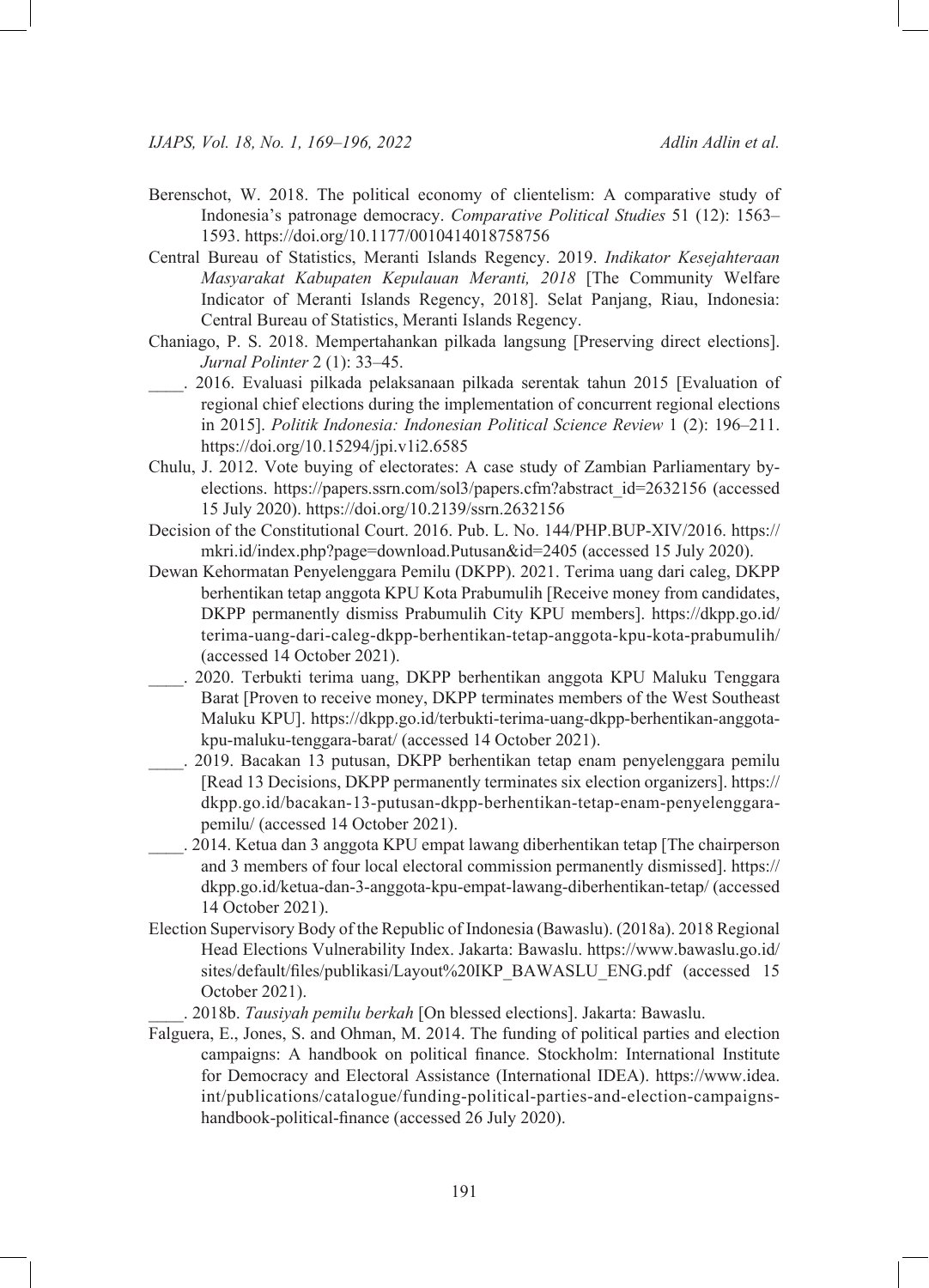Berenschot, W. 2018. The political economy of clientelism: A comparative study of Indonesia's patronage democracy. *Comparative Political Studies* 51 (12): 1563–1593. https://doi.org/10.1177/0010414018758756

Central Bureau of Statistics, Meranti Islands Regency. 2019. *Indikator Kesejahteraan Masyarakat Kabupaten Kepulauan Meranti, 2018* [The Community Welfare Indicator of Meranti Islands Regency, 2018]. Selat Panjang, Riau, Indonesia: Central Bureau of Statistics, Meranti Islands Regency.

Chaniago, P. S. 2018. Mempertahankan pilkada langsung [Preserving direct elections]. *Jurnal Polinter* 2 (1): 33–45.

____. 2016. Evaluasi pilkada pelaksanaan pilkada serentak tahun 2015 [Evaluation of regional chief elections during the implementation of concurrent regional elections in 2015]. *Politik Indonesia: Indonesian Political Science Review* 1 (2): 196–211. https://doi.org/10.15294/jpi.v1i2.6585

Chulu, J. 2012. Vote buying of electorates: A case study of Zambian Parliamentary by-elections. https://papers.ssrn.com/sol3/papers.cfm?abstract_id=2632156 (accessed 15 July 2020). https://doi.org/10.2139/ssrn.2632156

Decision of the Constitutional Court. 2016. Pub. L. No. 144/PHP.BUP-XIV/2016. https://mkri.id/index.php?page=download.Putusan&id=2405 (accessed 15 July 2020).

Dewan Kehormatan Penyelenggara Pemilu (DKPP). 2021. Terima uang dari caleg, DKPP berhentikan tetap anggota KPU Kota Prabumulih [Receive money from candidates, DKPP permanently dismiss Prabumulih City KPU members]. https://dkpp.go.id/terima-uang-dari-caleg-dkpp-berhentikan-tetap-anggota-kpu-kota-prabumulih/ (accessed 14 October 2021).

____. 2020. Terbukti terima uang, DKPP berhentikan anggota KPU Maluku Tenggara Barat [Proven to receive money, DKPP terminates members of the West Southeast Maluku KPU]. https://dkpp.go.id/terbukti-terima-uang-dkpp-berhentikan-anggota-kpu-maluku-tenggara-barat/ (accessed 14 October 2021).

____. 2019. Bacakan 13 putusan, DKPP berhentikan tetap enam penyelenggara pemilu [Read 13 Decisions, DKPP permanently terminates six election organizers]. https://dkpp.go.id/bacakan-13-putusan-dkpp-berhentikan-tetap-enam-penyelenggara-pemilu/ (accessed 14 October 2021).

____. 2014. Ketua dan 3 anggota KPU empat lawang diberhentikan tetap [The chairperson and 3 members of four local electoral commission permanently dismissed]. https://dkpp.go.id/ketua-dan-3-anggota-kpu-empat-lawang-diberhentikan-tetap/ (accessed 14 October 2021).

Election Supervisory Body of the Republic of Indonesia (Bawaslu). (2018a). 2018 Regional Head Elections Vulnerability Index. Jakarta: Bawaslu. https://www.bawaslu.go.id/sites/default/files/publikasi/Layout%20IKP_BAWASLU_ENG.pdf (accessed 15 October 2021).

____. 2018b. *Tausiyah pemilu berkah* [On blessed elections]. Jakarta: Bawaslu.

Falguera, E., Jones, S. and Ohman, M. 2014. The funding of political parties and election campaigns: A handbook on political finance. Stockholm: International Institute for Democracy and Electoral Assistance (International IDEA). https://www.idea.int/publications/catalogue/funding-political-parties-and-election-campaigns-handbook-political-finance (accessed 26 July 2020).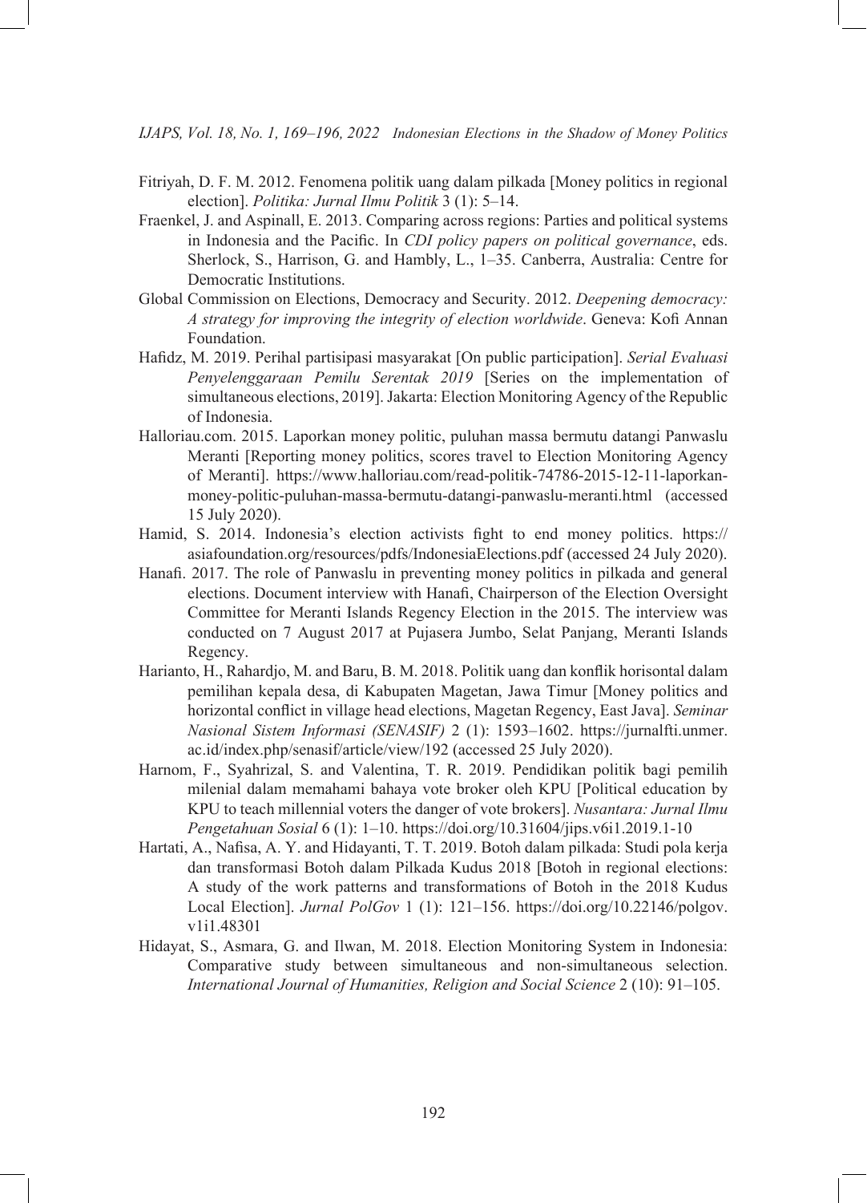Fitriyah, D. F. M. 2012. Fenomena politik uang dalam pilkada [Money politics in regional election]. *Politika: Jurnal Ilmu Politik* 3 (1): 5–14.

Fraenkel, J. and Aspinall, E. 2013. Comparing across regions: Parties and political systems in Indonesia and the Pacific. In *CDI policy papers on political governance*, eds. Sherlock, S., Harrison, G. and Hambly, L., 1–35. Canberra, Australia: Centre for Democratic Institutions.

Global Commission on Elections, Democracy and Security. 2012. *Deepening democracy: A strategy for improving the integrity of election worldwide*. Geneva: Kofi Annan Foundation.

Hafidz, M. 2019. Perihal partisipasi masyarakat [On public participation]. *Serial Evaluasi Penyelenggaraan Pemilu Serentak 2019* [Series on the implementation of simultaneous elections, 2019]. Jakarta: Election Monitoring Agency of the Republic of Indonesia.

Halloriau.com. 2015. Laporkan money politic, puluhan massa bermutu datangi Panwaslu Meranti [Reporting money politics, scores travel to Election Monitoring Agency of Meranti]. https://www.halloriau.com/read-politik-74786-2015-12-11-laporkan-money-politic-puluhan-massa-bermutu-datangi-panwaslu-meranti.html (accessed 15 July 2020).

Hamid, S. 2014. Indonesia's election activists fight to end money politics. https://asiafoundation.org/resources/pdfs/IndonesiaElections.pdf (accessed 24 July 2020).

Hanafi. 2017. The role of Panwaslu in preventing money politics in pilkada and general elections. Document interview with Hanafi, Chairperson of the Election Oversight Committee for Meranti Islands Regency Election in the 2015. The interview was conducted on 7 August 2017 at Pujasera Jumbo, Selat Panjang, Meranti Islands Regency.

Harianto, H., Rahardjo, M. and Baru, B. M. 2018. Politik uang dan konflik horisontal dalam pemilihan kepala desa, di Kabupaten Magetan, Jawa Timur [Money politics and horizontal conflict in village head elections, Magetan Regency, East Java]. *Seminar Nasional Sistem Informasi (SENASIF)* 2 (1): 1593–1602. https://jurnalfti.unmer.ac.id/index.php/senasif/article/view/192 (accessed 25 July 2020).

Harnom, F., Syahrizal, S. and Valentina, T. R. 2019. Pendidikan politik bagi pemilih milenial dalam memahami bahaya vote broker oleh KPU [Political education by KPU to teach millennial voters the danger of vote brokers]. *Nusantara: Jurnal Ilmu Pengetahuan Sosial* 6 (1): 1–10. https://doi.org/10.31604/jips.v6i1.2019.1-10

Hartati, A., Nafisa, A. Y. and Hidayanti, T. T. 2019. Botoh dalam pilkada: Studi pola kerja dan transformasi Botoh dalam Pilkada Kudus 2018 [Botoh in regional elections: A study of the work patterns and transformations of Botoh in the 2018 Kudus Local Election]. *Jurnal PolGov* 1 (1): 121–156. https://doi.org/10.22146/polgov.v1i1.48301

Hidayat, S., Asmara, G. and Ilwan, M. 2018. Election Monitoring System in Indonesia: Comparative study between simultaneous and non-simultaneous selection. *International Journal of Humanities, Religion and Social Science* 2 (10): 91–105.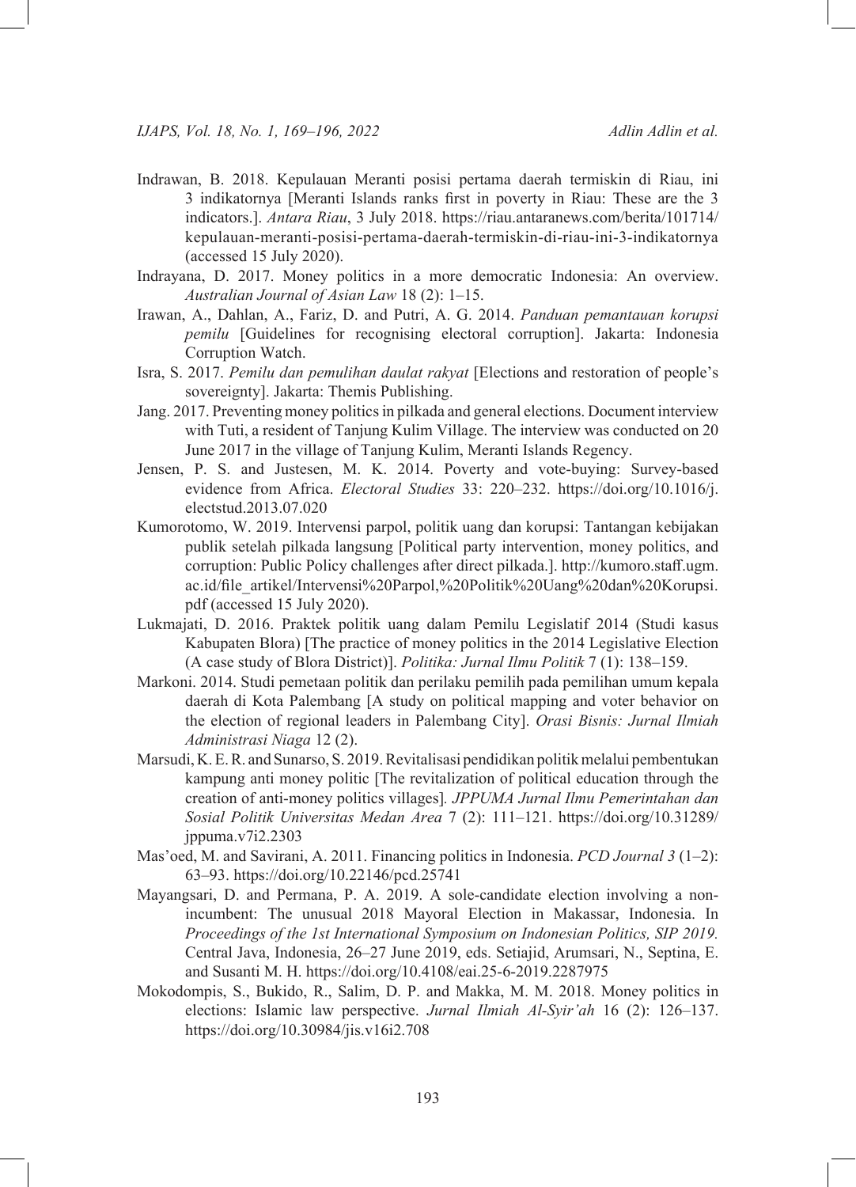Indrawan, B. 2018. Kepulauan Meranti posisi pertama daerah termiskin di Riau, ini 3 indikatornya [Meranti Islands ranks first in poverty in Riau: These are the 3 indicators.]. *Antara Riau*, 3 July 2018. https://riau.antaranews.com/berita/101714/kepulauan-meranti-posisi-pertama-daerah-termiskin-di-riau-ini-3-indikatornya (accessed 15 July 2020).

Indrayana, D. 2017. Money politics in a more democratic Indonesia: An overview. *Australian Journal of Asian Law* 18 (2): 1–15.

Irawan, A., Dahlan, A., Fariz, D. and Putri, A. G. 2014. *Panduan pemantauan korupsi pemilu* [Guidelines for recognising electoral corruption]. Jakarta: Indonesia Corruption Watch.

Isra, S. 2017. *Pemilu dan pemulihan daulat rakyat* [Elections and restoration of people's sovereignty]. Jakarta: Themis Publishing.

Jang. 2017. Preventing money politics in pilkada and general elections. Document interview with Tuti, a resident of Tanjung Kulim Village. The interview was conducted on 20 June 2017 in the village of Tanjung Kulim, Meranti Islands Regency.

Jensen, P. S. and Justesen, M. K. 2014. Poverty and vote-buying: Survey-based evidence from Africa. *Electoral Studies* 33: 220–232. https://doi.org/10.1016/j.electstud.2013.07.020

Kumorotomo, W. 2019. Intervensi parpol, politik uang dan korupsi: Tantangan kebijakan publik setelah pilkada langsung [Political party intervention, money politics, and corruption: Public Policy challenges after direct pilkada.]. http://kumoro.staff.ugm.ac.id/file_artikel/Intervensi%20Parpol,%20Politik%20Uang%20dan%20Korupsi.pdf (accessed 15 July 2020).

Lukmajati, D. 2016. Praktek politik uang dalam Pemilu Legislatif 2014 (Studi kasus Kabupaten Blora) [The practice of money politics in the 2014 Legislative Election (A case study of Blora District)]. *Politika: Jurnal Ilmu Politik* 7 (1): 138–159.

Markoni. 2014. Studi pemetaan politik dan perilaku pemilih pada pemilihan umum kepala daerah di Kota Palembang [A study on political mapping and voter behavior on the election of regional leaders in Palembang City]. *Orasi Bisnis: Jurnal Ilmiah Administrasi Niaga* 12 (2).

Marsudi, K. E. R. and Sunarso, S. 2019. Revitalisasi pendidikan politik melalui pembentukan kampung anti money politic [The revitalization of political education through the creation of anti-money politics villages]*. JPPUMA Jurnal Ilmu Pemerintahan dan Sosial Politik Universitas Medan Area* 7 (2): 111–121. https://doi.org/10.31289/jppuma.v7i2.2303

Mas'oed, M. and Savirani, A. 2011. Financing politics in Indonesia. *PCD Journal 3* (1–2): 63–93. https://doi.org/10.22146/pcd.25741

Mayangsari, D. and Permana, P. A. 2019. A sole-candidate election involving a non-incumbent: The unusual 2018 Mayoral Election in Makassar, Indonesia. In *Proceedings of the 1st International Symposium on Indonesian Politics, SIP 2019.* Central Java, Indonesia, 26–27 June 2019, eds. Setiajid, Arumsari, N., Septina, E. and Susanti M. H. https://doi.org/10.4108/eai.25-6-2019.2287975

Mokodompis, S., Bukido, R., Salim, D. P. and Makka, M. M. 2018. Money politics in elections: Islamic law perspective. *Jurnal Ilmiah Al-Syir'ah* 16 (2): 126–137. https://doi.org/10.30984/jis.v16i2.708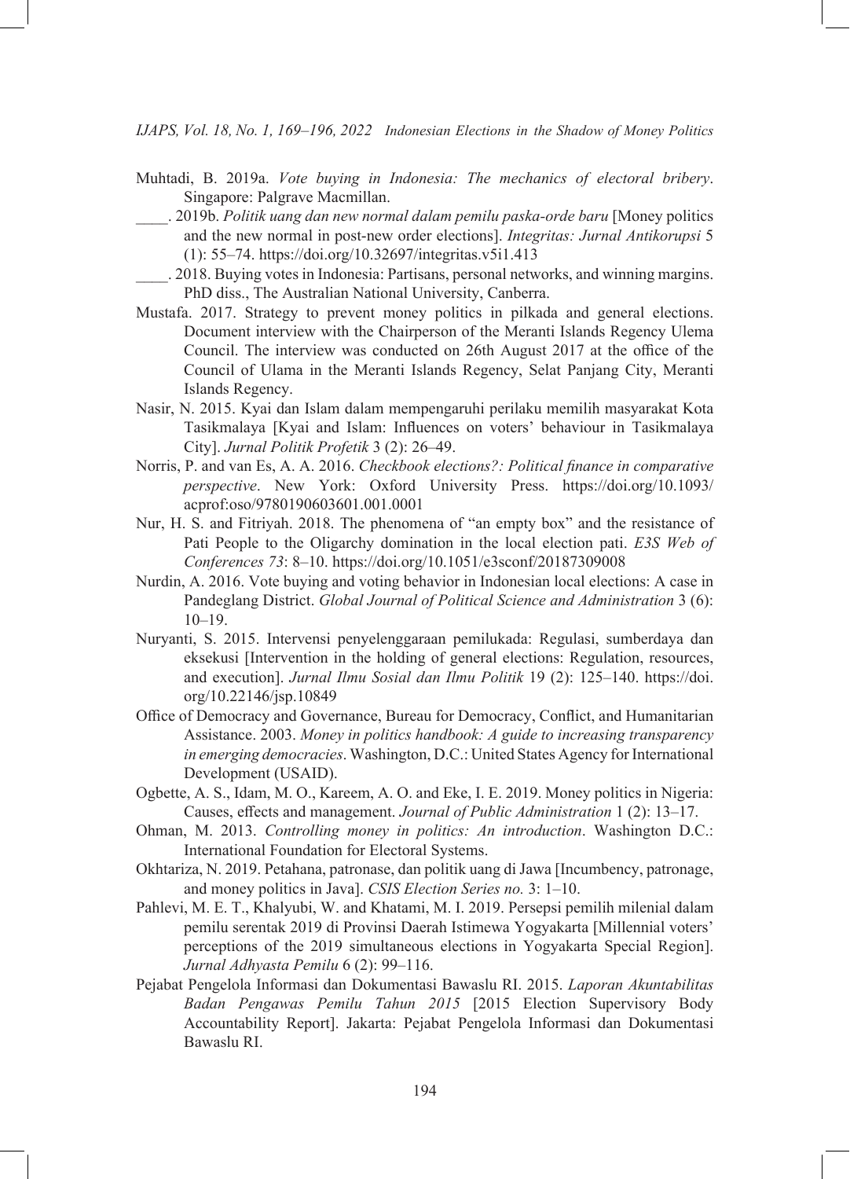Muhtadi, B. 2019a. *Vote buying in Indonesia: The mechanics of electoral bribery*. Singapore: Palgrave Macmillan.

____. 2019b. *Politik uang dan new normal dalam pemilu paska-orde baru* [Money politics and the new normal in post-new order elections]. *Integritas: Jurnal Antikorupsi* 5 (1): 55–74. https://doi.org/10.32697/integritas.v5i1.413

____. 2018. Buying votes in Indonesia: Partisans, personal networks, and winning margins. PhD diss., The Australian National University, Canberra.

Mustafa. 2017. Strategy to prevent money politics in pilkada and general elections. Document interview with the Chairperson of the Meranti Islands Regency Ulema Council. The interview was conducted on 26th August 2017 at the office of the Council of Ulama in the Meranti Islands Regency, Selat Panjang City, Meranti Islands Regency.

Nasir, N. 2015. Kyai dan Islam dalam mempengaruhi perilaku memilih masyarakat Kota Tasikmalaya [Kyai and Islam: Influences on voters' behaviour in Tasikmalaya City]. *Jurnal Politik Profetik* 3 (2): 26–49.

Norris, P. and van Es, A. A. 2016. *Checkbook elections?: Political finance in comparative perspective*. New York: Oxford University Press. https://doi.org/10.1093/acprof:oso/9780190603601.001.0001

Nur, H. S. and Fitriyah. 2018. The phenomena of "an empty box" and the resistance of Pati People to the Oligarchy domination in the local election pati. *E3S Web of Conferences 73*: 8–10. https://doi.org/10.1051/e3sconf/20187309008

Nurdin, A. 2016. Vote buying and voting behavior in Indonesian local elections: A case in Pandeglang District. *Global Journal of Political Science and Administration* 3 (6): 10–19.

Nuryanti, S. 2015. Intervensi penyelenggaraan pemilukada: Regulasi, sumberdaya dan eksekusi [Intervention in the holding of general elections: Regulation, resources, and execution]. *Jurnal Ilmu Sosial dan Ilmu Politik* 19 (2): 125–140. https://doi.org/10.22146/jsp.10849

Office of Democracy and Governance, Bureau for Democracy, Conflict, and Humanitarian Assistance. 2003. *Money in politics handbook: A guide to increasing transparency in emerging democracies*. Washington, D.C.: United States Agency for International Development (USAID).

Ogbette, A. S., Idam, M. O., Kareem, A. O. and Eke, I. E. 2019. Money politics in Nigeria: Causes, effects and management. *Journal of Public Administration* 1 (2): 13–17.

Ohman, M. 2013. *Controlling money in politics: An introduction*. Washington D.C.: International Foundation for Electoral Systems.

Okhtariza, N. 2019. Petahana, patronase, dan politik uang di Jawa [Incumbency, patronage, and money politics in Java]. *CSIS Election Series no.* 3: 1–10.

Pahlevi, M. E. T., Khalyubi, W. and Khatami, M. I. 2019. Persepsi pemilih milenial dalam pemilu serentak 2019 di Provinsi Daerah Istimewa Yogyakarta [Millennial voters' perceptions of the 2019 simultaneous elections in Yogyakarta Special Region]. *Jurnal Adhyasta Pemilu* 6 (2): 99–116.

Pejabat Pengelola Informasi dan Dokumentasi Bawaslu RI. 2015. *Laporan Akuntabilitas Badan Pengawas Pemilu Tahun 2015* [2015 Election Supervisory Body Accountability Report]. Jakarta: Pejabat Pengelola Informasi dan Dokumentasi Bawaslu RI.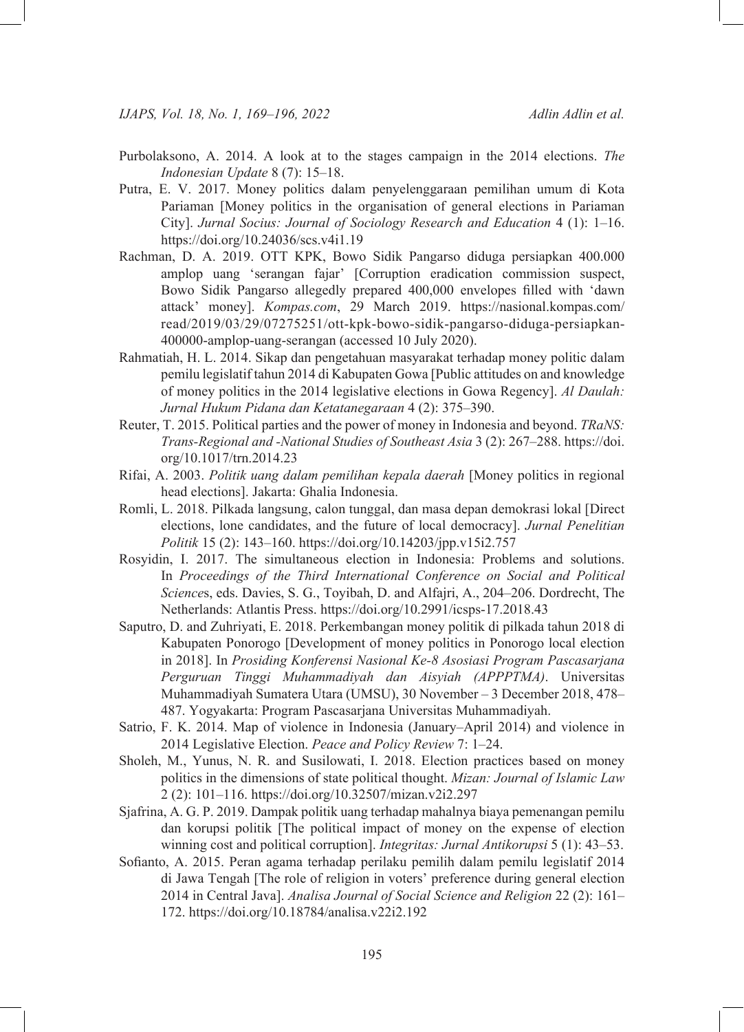Purbolaksono, A. 2014. A look at to the stages campaign in the 2014 elections. *The Indonesian Update* 8 (7): 15–18.

Putra, E. V. 2017. Money politics dalam penyelenggaraan pemilihan umum di Kota Pariaman [Money politics in the organisation of general elections in Pariaman City]. *Jurnal Socius: Journal of Sociology Research and Education* 4 (1): 1–16. https://doi.org/10.24036/scs.v4i1.19

Rachman, D. A. 2019. OTT KPK, Bowo Sidik Pangarso diduga persiapkan 400.000 amplop uang 'serangan fajar' [Corruption eradication commission suspect, Bowo Sidik Pangarso allegedly prepared 400,000 envelopes filled with 'dawn attack' money]. *Kompas.com*, 29 March 2019. https://nasional.kompas.com/read/2019/03/29/07275251/ott-kpk-bowo-sidik-pangarso-diduga-persiapkan-400000-amplop-uang-serangan (accessed 10 July 2020).

Rahmatiah, H. L. 2014. Sikap dan pengetahuan masyarakat terhadap money politic dalam pemilu legislatif tahun 2014 di Kabupaten Gowa [Public attitudes on and knowledge of money politics in the 2014 legislative elections in Gowa Regency]. *Al Daulah: Jurnal Hukum Pidana dan Ketatanegaraan* 4 (2): 375–390.

Reuter, T. 2015. Political parties and the power of money in Indonesia and beyond. *TRaNS: Trans-Regional and -National Studies of Southeast Asia* 3 (2): 267–288. https://doi.org/10.1017/trn.2014.23

Rifai, A. 2003. *Politik uang dalam pemilihan kepala daerah* [Money politics in regional head elections]. Jakarta: Ghalia Indonesia.

Romli, L. 2018. Pilkada langsung, calon tunggal, dan masa depan demokrasi lokal [Direct elections, lone candidates, and the future of local democracy]. *Jurnal Penelitian Politik* 15 (2): 143–160. https://doi.org/10.14203/jpp.v15i2.757

Rosyidin, I. 2017. The simultaneous election in Indonesia: Problems and solutions. In *Proceedings of the Third International Conference on Social and Political Sciences*, eds. Davies, S. G., Toyibah, D. and Alfajri, A., 204–206. Dordrecht, The Netherlands: Atlantis Press. https://doi.org/10.2991/icsps-17.2018.43

Saputro, D. and Zuhriyati, E. 2018. Perkembangan money politik di pilkada tahun 2018 di Kabupaten Ponorogo [Development of money politics in Ponorogo local election in 2018]. In *Prosiding Konferensi Nasional Ke-8 Asosiasi Program Pascasarjana Perguruan Tinggi Muhammadiyah dan Aisyiah (APPPTMA)*. Universitas Muhammadiyah Sumatera Utara (UMSU), 30 November – 3 December 2018, 478–487. Yogyakarta: Program Pascasarjana Universitas Muhammadiyah.

Satrio, F. K. 2014. Map of violence in Indonesia (January–April 2014) and violence in 2014 Legislative Election. *Peace and Policy Review* 7: 1–24.

Sholeh, M., Yunus, N. R. and Susilowati, I. 2018. Election practices based on money politics in the dimensions of state political thought. *Mizan: Journal of Islamic Law* 2 (2): 101–116. https://doi.org/10.32507/mizan.v2i2.297

Sjafrina, A. G. P. 2019. Dampak politik uang terhadap mahalnya biaya pemenangan pemilu dan korupsi politik [The political impact of money on the expense of election winning cost and political corruption]. *Integritas: Jurnal Antikorupsi* 5 (1): 43–53.

Sofianto, A. 2015. Peran agama terhadap perilaku pemilih dalam pemilu legislatif 2014 di Jawa Tengah [The role of religion in voters' preference during general election 2014 in Central Java]. *Analisa Journal of Social Science and Religion* 22 (2): 161–172. https://doi.org/10.18784/analisa.v22i2.192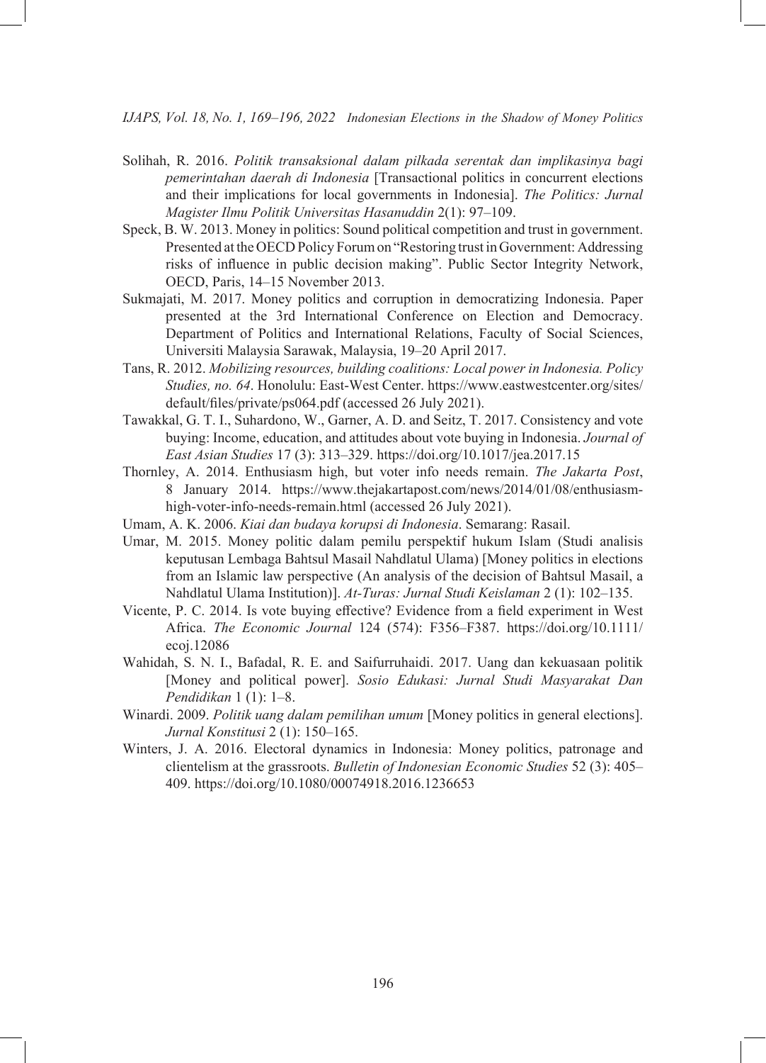Solihah, R. 2016. *Politik transaksional dalam pilkada serentak dan implikasinya bagi pemerintahan daerah di Indonesia* [Transactional politics in concurrent elections and their implications for local governments in Indonesia]. *The Politics: Jurnal Magister Ilmu Politik Universitas Hasanuddin* 2(1): 97–109.

Speck, B. W. 2013. Money in politics: Sound political competition and trust in government. Presented at the OECD Policy Forum on "Restoring trust in Government: Addressing risks of influence in public decision making". Public Sector Integrity Network, OECD, Paris, 14–15 November 2013.

Sukmajati, M. 2017. Money politics and corruption in democratizing Indonesia. Paper presented at the 3rd International Conference on Election and Democracy. Department of Politics and International Relations, Faculty of Social Sciences, Universiti Malaysia Sarawak, Malaysia, 19–20 April 2017.

Tans, R. 2012. *Mobilizing resources, building coalitions: Local power in Indonesia. Policy Studies, no. 64*. Honolulu: East-West Center. https://www.eastwestcenter.org/sites/default/files/private/ps064.pdf (accessed 26 July 2021).

Tawakkal, G. T. I., Suhardono, W., Garner, A. D. and Seitz, T. 2017. Consistency and vote buying: Income, education, and attitudes about vote buying in Indonesia. *Journal of East Asian Studies* 17 (3): 313–329. https://doi.org/10.1017/jea.2017.15

Thornley, A. 2014. Enthusiasm high, but voter info needs remain. *The Jakarta Post*, 8 January 2014. https://www.thejakartapost.com/news/2014/01/08/enthusiasm-high-voter-info-needs-remain.html (accessed 26 July 2021).

Umam, A. K. 2006. *Kiai dan budaya korupsi di Indonesia*. Semarang: Rasail.

Umar, M. 2015. Money politic dalam pemilu perspektif hukum Islam (Studi analisis keputusan Lembaga Bahtsul Masail Nahdlatul Ulama) [Money politics in elections from an Islamic law perspective (An analysis of the decision of Bahtsul Masail, a Nahdlatul Ulama Institution)]. *At-Turas: Jurnal Studi Keislaman* 2 (1): 102–135.

Vicente, P. C. 2014. Is vote buying effective? Evidence from a field experiment in West Africa. *The Economic Journal* 124 (574): F356–F387. https://doi.org/10.1111/ecoj.12086

Wahidah, S. N. I., Bafadal, R. E. and Saifurruhaidi. 2017. Uang dan kekuasaan politik [Money and political power]. *Sosio Edukasi: Jurnal Studi Masyarakat Dan Pendidikan* 1 (1): 1–8.

Winardi. 2009. *Politik uang dalam pemilihan umum* [Money politics in general elections]. *Jurnal Konstitusi* 2 (1): 150–165.

Winters, J. A. 2016. Electoral dynamics in Indonesia: Money politics, patronage and clientelism at the grassroots. *Bulletin of Indonesian Economic Studies* 52 (3): 405–409. https://doi.org/10.1080/00074918.2016.1236653